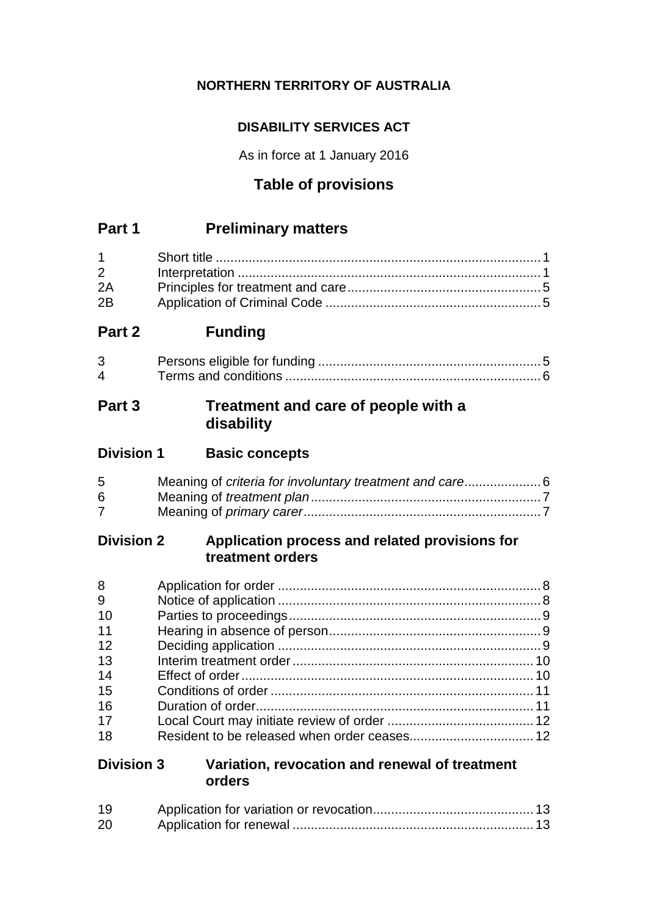**NORTHERN TERRITORY OF AUSTRALIA**

**DISABILITY SERVICES ACT**

As in force at 1 January 2016

# Table of provisions

## Part 1 Preliminary matters

| | | |
|---|---|---|
| 1 | Short title | 1 |
| 2 | Interpretation | 1 |
| 2A | Principles for treatment and care | 5 |
| 2B | Application of Criminal Code | 5 |

## Part 2 Funding

| | | |
|---|---|---|
| 3 | Persons eligible for funding | 5 |
| 4 | Terms and conditions | 6 |

## Part 3 Treatment and care of people with a disability

### Division 1 Basic concepts

| | | |
|---|---|---|
| 5 | Meaning of *criteria for involuntary treatment and care* | 6 |
| 6 | Meaning of *treatment plan* | 7 |
| 7 | Meaning of *primary carer* | 7 |

### Division 2 Application process and related provisions for treatment orders

| | | |
|---|---|---|
| 8 | Application for order | 8 |
| 9 | Notice of application | 8 |
| 10 | Parties to proceedings | 9 |
| 11 | Hearing in absence of person | 9 |
| 12 | Deciding application | 9 |
| 13 | Interim treatment order | 10 |
| 14 | Effect of order | 10 |
| 15 | Conditions of order | 11 |
| 16 | Duration of order | 11 |
| 17 | Local Court may initiate review of order | 12 |
| 18 | Resident to be released when order ceases | 12 |

### Division 3 Variation, revocation and renewal of treatment orders

| | | |
|---|---|---|
| 19 | Application for variation or revocation | 13 |
| 20 | Application for renewal | 13 |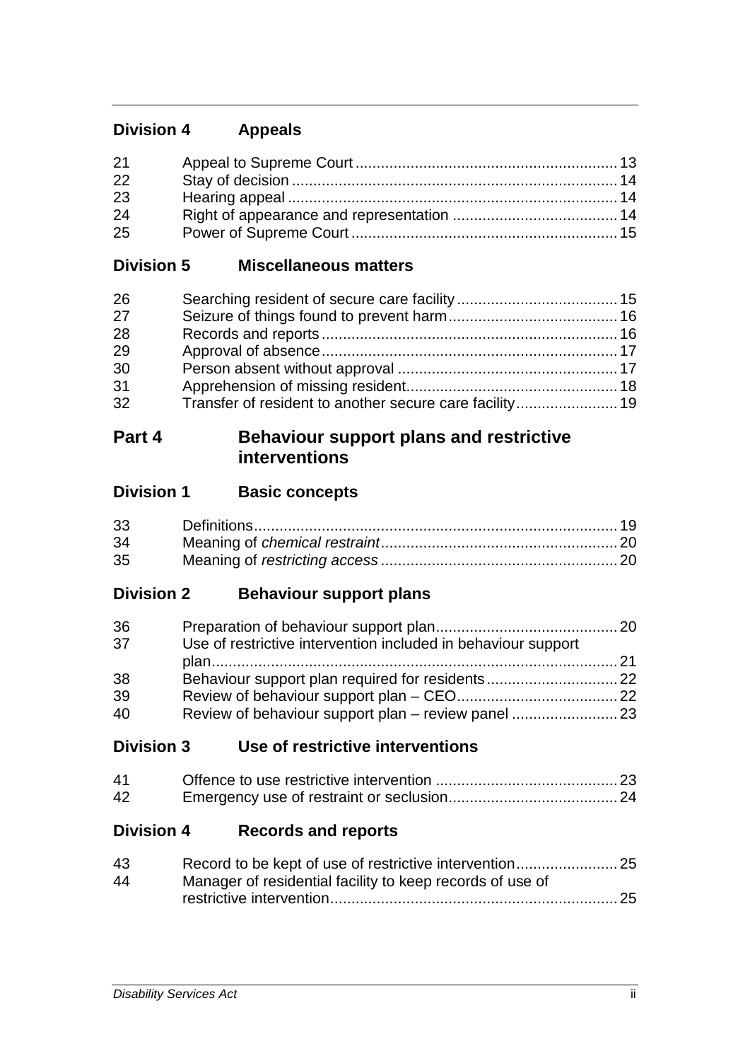## Division 4 Appeals

| | | |
|---|---|---|
| 21 | Appeal to Supreme Court | 13 |
| 22 | Stay of decision | 14 |
| 23 | Hearing appeal | 14 |
| 24 | Right of appearance and representation | 14 |
| 25 | Power of Supreme Court | 15 |

## Division 5 Miscellaneous matters

| | | |
|---|---|---|
| 26 | Searching resident of secure care facility | 15 |
| 27 | Seizure of things found to prevent harm | 16 |
| 28 | Records and reports | 16 |
| 29 | Approval of absence | 17 |
| 30 | Person absent without approval | 17 |
| 31 | Apprehension of missing resident | 18 |
| 32 | Transfer of resident to another secure care facility | 19 |

# Part 4 Behaviour support plans and restrictive interventions

## Division 1 Basic concepts

| | | |
|---|---|---|
| 33 | Definitions | 19 |
| 34 | Meaning of *chemical restraint* | 20 |
| 35 | Meaning of *restricting access* | 20 |

## Division 2 Behaviour support plans

| | | |
|---|---|---|
| 36 | Preparation of behaviour support plan | 20 |
| 37 | Use of restrictive intervention included in behaviour support plan | 21 |
| 38 | Behaviour support plan required for residents | 22 |
| 39 | Review of behaviour support plan – CEO | 22 |
| 40 | Review of behaviour support plan – review panel | 23 |

## Division 3 Use of restrictive interventions

| | | |
|---|---|---|
| 41 | Offence to use restrictive intervention | 23 |
| 42 | Emergency use of restraint or seclusion | 24 |

## Division 4 Records and reports

| | | |
|---|---|---|
| 43 | Record to be kept of use of restrictive intervention | 25 |
| 44 | Manager of residential facility to keep records of use of restrictive intervention | 25 |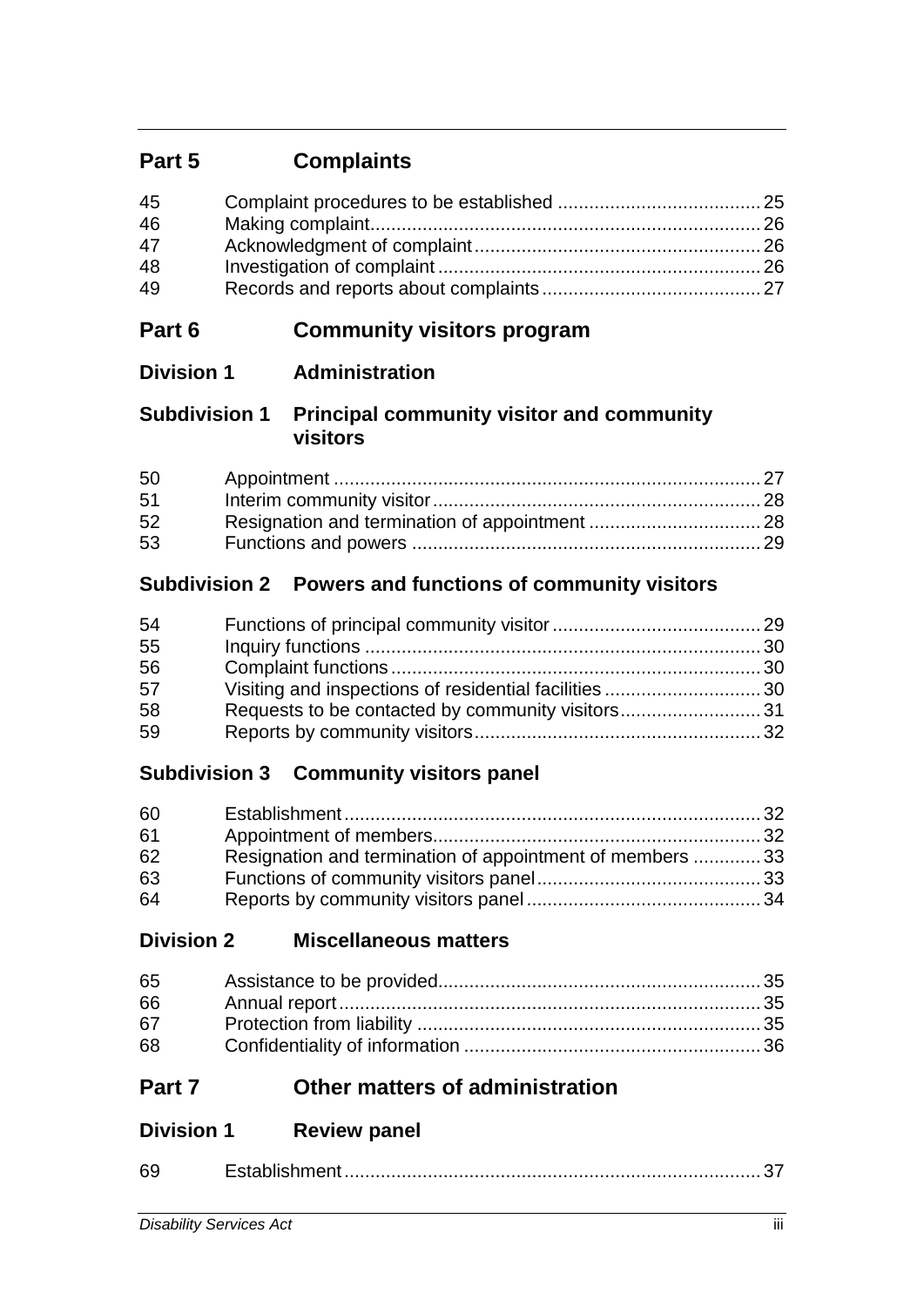## Part 5 Complaints

| | | |
|---|---|---|
| 45 | Complaint procedures to be established | 25 |
| 46 | Making complaint | 26 |
| 47 | Acknowledgment of complaint | 26 |
| 48 | Investigation of complaint | 26 |
| 49 | Records and reports about complaints | 27 |

## Part 6 Community visitors program

### Division 1 Administration

#### Subdivision 1 Principal community visitor and community visitors

| | | |
|---|---|---|
| 50 | Appointment | 27 |
| 51 | Interim community visitor | 28 |
| 52 | Resignation and termination of appointment | 28 |
| 53 | Functions and powers | 29 |

#### Subdivision 2 Powers and functions of community visitors

| | | |
|---|---|---|
| 54 | Functions of principal community visitor | 29 |
| 55 | Inquiry functions | 30 |
| 56 | Complaint functions | 30 |
| 57 | Visiting and inspections of residential facilities | 30 |
| 58 | Requests to be contacted by community visitors | 31 |
| 59 | Reports by community visitors | 32 |

#### Subdivision 3 Community visitors panel

| | | |
|---|---|---|
| 60 | Establishment | 32 |
| 61 | Appointment of members | 32 |
| 62 | Resignation and termination of appointment of members | 33 |
| 63 | Functions of community visitors panel | 33 |
| 64 | Reports by community visitors panel | 34 |

### Division 2 Miscellaneous matters

| | | |
|---|---|---|
| 65 | Assistance to be provided | 35 |
| 66 | Annual report | 35 |
| 67 | Protection from liability | 35 |
| 68 | Confidentiality of information | 36 |

## Part 7 Other matters of administration

### Division 1 Review panel

| | | |
|---|---|---|
| 69 | Establishment | 37 |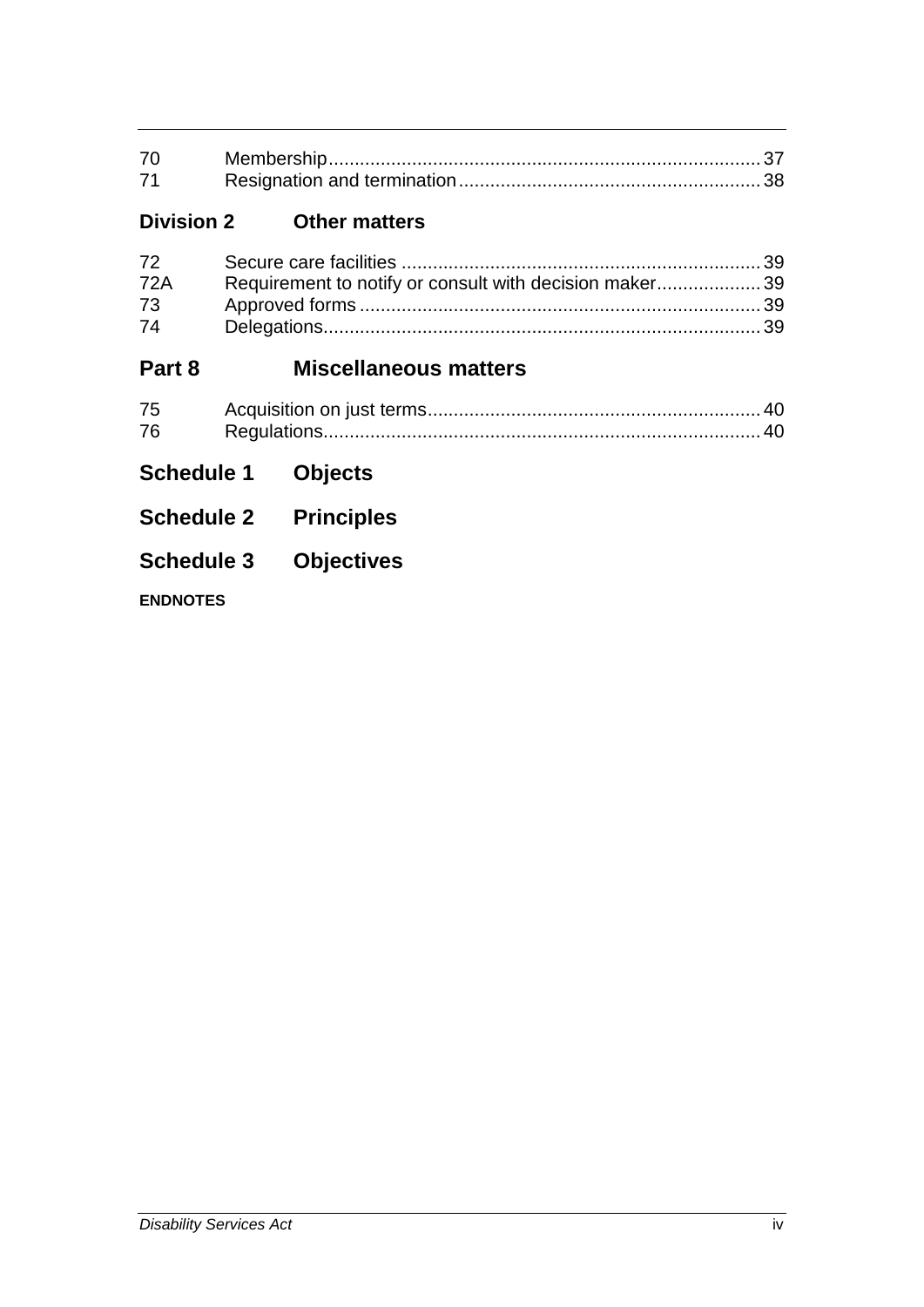| | | |
|---|---|---|
| 70 | Membership | 37 |
| 71 | Resignation and termination | 38 |

### Division 2 Other matters

| | | |
|---|---|---|
| 72 | Secure care facilities | 39 |
| 72A | Requirement to notify or consult with decision maker | 39 |
| 73 | Approved forms | 39 |
| 74 | Delegations | 39 |

## Part 8 Miscellaneous matters

| | | |
|---|---|---|
| 75 | Acquisition on just terms | 40 |
| 76 | Regulations | 40 |

## Schedule 1 Objects

## Schedule 2 Principles

## Schedule 3 Objectives

**ENDNOTES**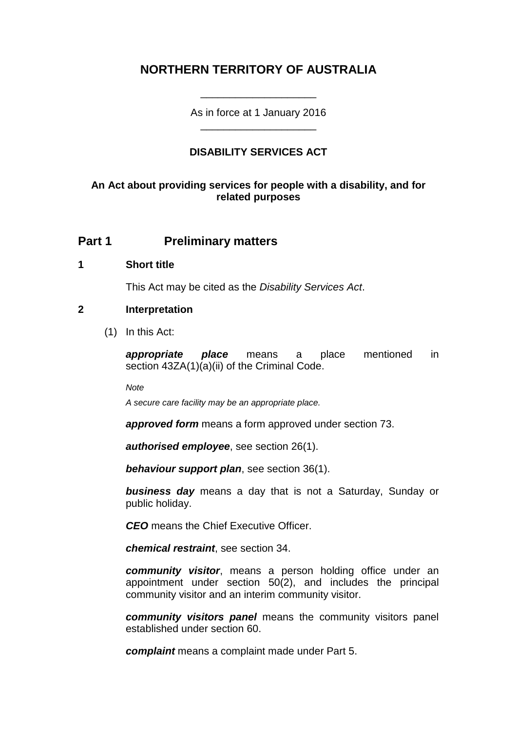# NORTHERN TERRITORY OF AUSTRALIA

As in force at 1 January 2016

## DISABILITY SERVICES ACT

**An Act about providing services for people with a disability, and for related purposes**

## Part 1 Preliminary matters

### 1 Short title

This Act may be cited as the *Disability Services Act*.

### 2 Interpretation

(1) In this Act:

***appropriate place*** means a place mentioned in section 43ZA(1)(a)(ii) of the Criminal Code.

*Note*

*A secure care facility may be an appropriate place.*

***approved form*** means a form approved under section 73.

***authorised employee***, see section 26(1).

***behaviour support plan***, see section 36(1).

***business day*** means a day that is not a Saturday, Sunday or public holiday.

***CEO*** means the Chief Executive Officer.

***chemical restraint***, see section 34.

***community visitor***, means a person holding office under an appointment under section 50(2), and includes the principal community visitor and an interim community visitor.

***community visitors panel*** means the community visitors panel established under section 60.

***complaint*** means a complaint made under Part 5.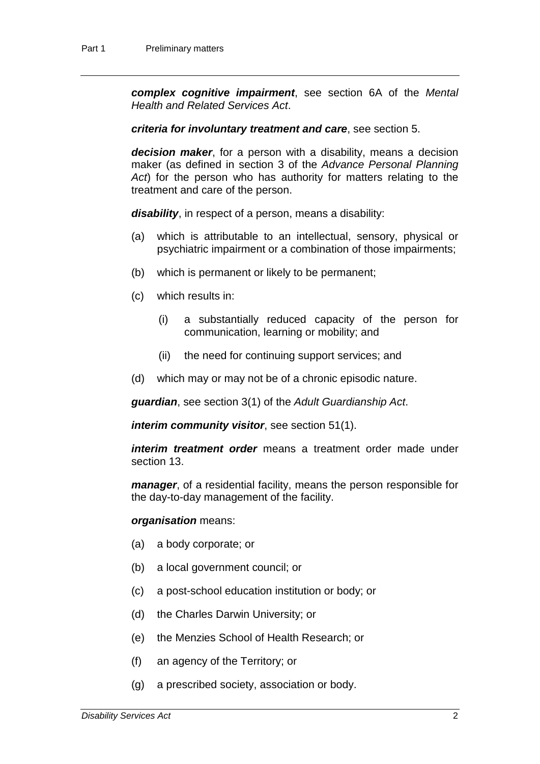***complex cognitive impairment***, see section 6A of the *Mental Health and Related Services Act*.

***criteria for involuntary treatment and care***, see section 5.

***decision maker***, for a person with a disability, means a decision maker (as defined in section 3 of the *Advance Personal Planning Act*) for the person who has authority for matters relating to the treatment and care of the person.

***disability***, in respect of a person, means a disability:

(a) which is attributable to an intellectual, sensory, physical or psychiatric impairment or a combination of those impairments;

(b) which is permanent or likely to be permanent;

(c) which results in:

    (i) a substantially reduced capacity of the person for communication, learning or mobility; and

    (ii) the need for continuing support services; and

(d) which may or may not be of a chronic episodic nature.

***guardian***, see section 3(1) of the *Adult Guardianship Act*.

***interim community visitor***, see section 51(1).

***interim treatment order*** means a treatment order made under section 13.

***manager***, of a residential facility, means the person responsible for the day-to-day management of the facility.

***organisation*** means:

(a) a body corporate; or

(b) a local government council; or

(c) a post-school education institution or body; or

(d) the Charles Darwin University; or

(e) the Menzies School of Health Research; or

(f) an agency of the Territory; or

(g) a prescribed society, association or body.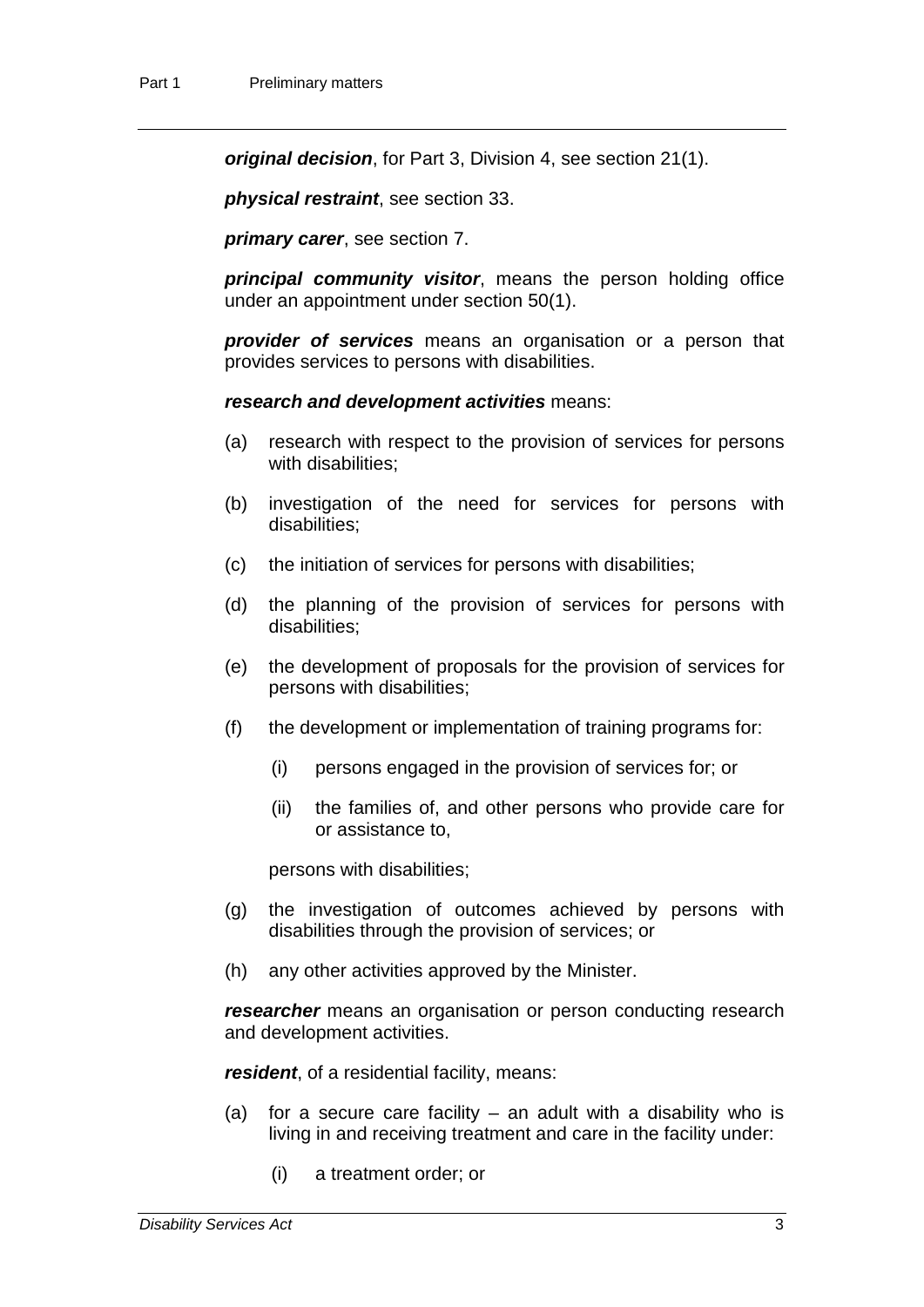***original decision***, for Part 3, Division 4, see section 21(1).

***physical restraint***, see section 33.

***primary carer***, see section 7.

***principal community visitor***, means the person holding office under an appointment under section 50(1).

***provider of services*** means an organisation or a person that provides services to persons with disabilities.

***research and development activities*** means:

(a) research with respect to the provision of services for persons with disabilities;

(b) investigation of the need for services for persons with disabilities;

(c) the initiation of services for persons with disabilities;

(d) the planning of the provision of services for persons with disabilities;

(e) the development of proposals for the provision of services for persons with disabilities;

(f) the development or implementation of training programs for:

  (i) persons engaged in the provision of services for; or

  (ii) the families of, and other persons who provide care for or assistance to,

  persons with disabilities;

(g) the investigation of outcomes achieved by persons with disabilities through the provision of services; or

(h) any other activities approved by the Minister.

***researcher*** means an organisation or person conducting research and development activities.

***resident***, of a residential facility, means:

(a) for a secure care facility – an adult with a disability who is living in and receiving treatment and care in the facility under:

  (i) a treatment order; or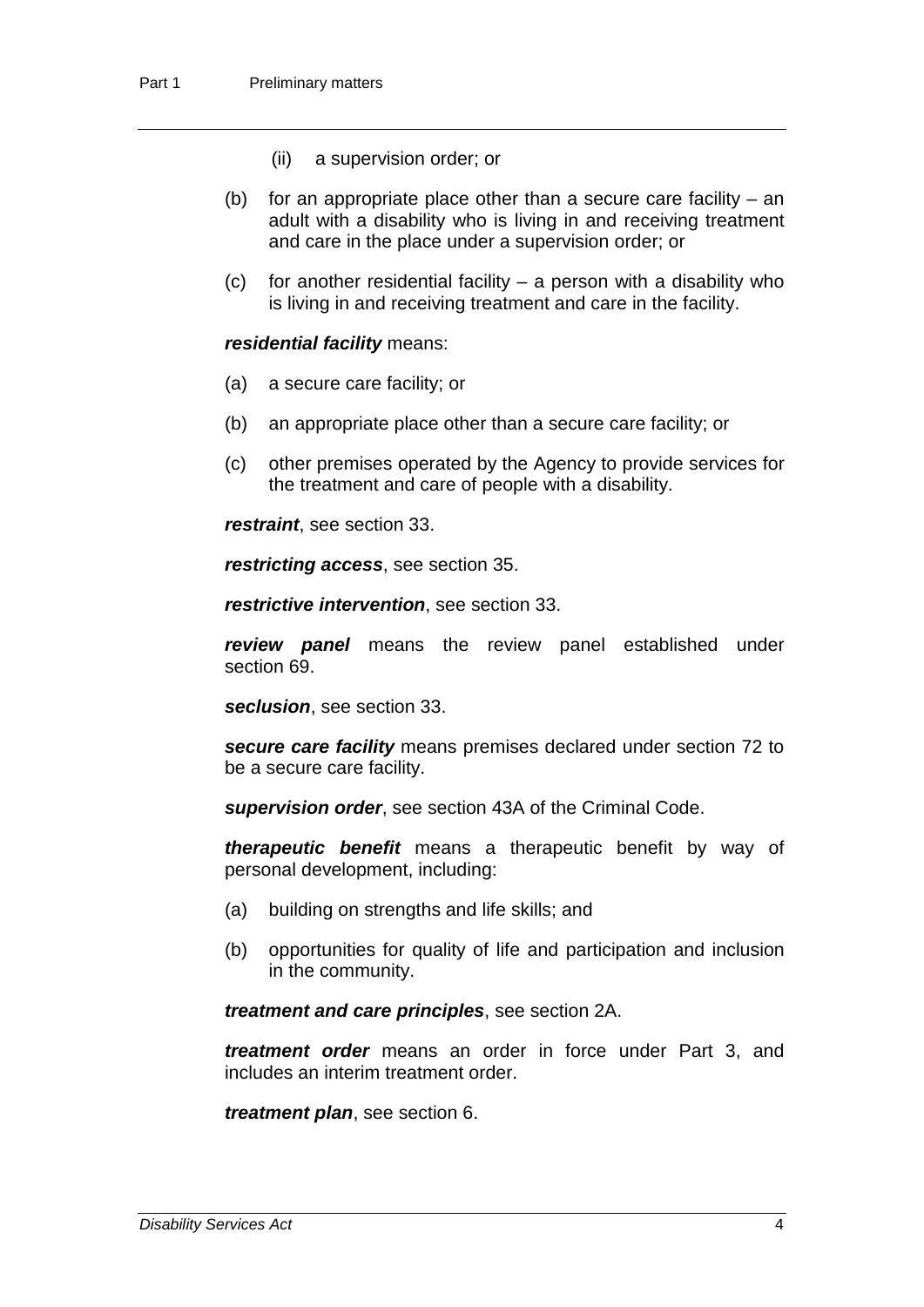(ii) a supervision order; or

(b) for an appropriate place other than a secure care facility – an adult with a disability who is living in and receiving treatment and care in the place under a supervision order; or

(c) for another residential facility – a person with a disability who is living in and receiving treatment and care in the facility.

***residential facility*** means:

(a) a secure care facility; or

(b) an appropriate place other than a secure care facility; or

(c) other premises operated by the Agency to provide services for the treatment and care of people with a disability.

***restraint***, see section 33.

***restricting access***, see section 35.

***restrictive intervention***, see section 33.

***review panel*** means the review panel established under section 69.

***seclusion***, see section 33.

***secure care facility*** means premises declared under section 72 to be a secure care facility.

***supervision order***, see section 43A of the Criminal Code.

***therapeutic benefit*** means a therapeutic benefit by way of personal development, including:

(a) building on strengths and life skills; and

(b) opportunities for quality of life and participation and inclusion in the community.

***treatment and care principles***, see section 2A.

***treatment order*** means an order in force under Part 3, and includes an interim treatment order.

***treatment plan***, see section 6.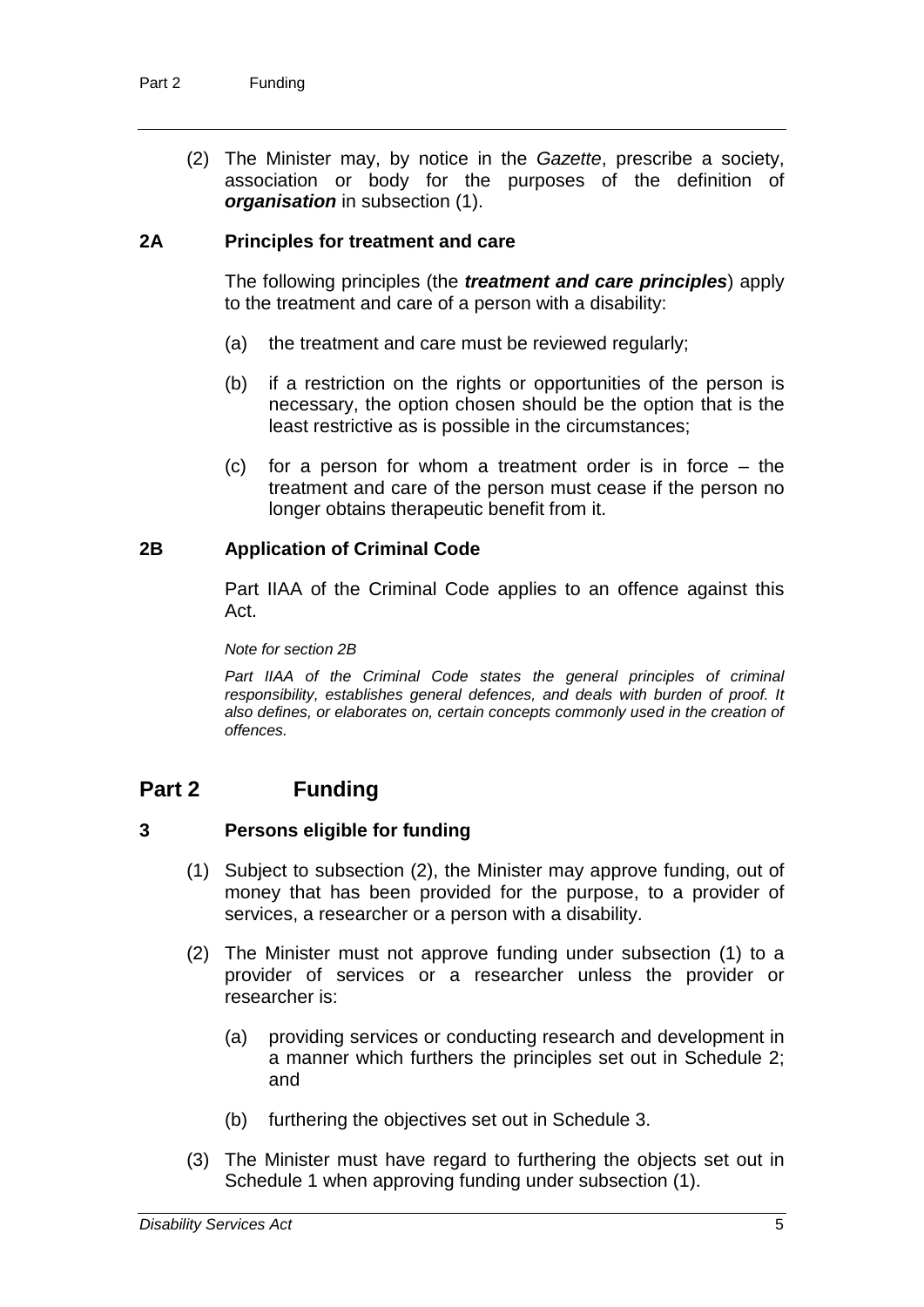(2) The Minister may, by notice in the *Gazette*, prescribe a society, association or body for the purposes of the definition of ***organisation*** in subsection (1).

### 2A Principles for treatment and care

The following principles (the ***treatment and care principles***) apply to the treatment and care of a person with a disability:

(a) the treatment and care must be reviewed regularly;

(b) if a restriction on the rights or opportunities of the person is necessary, the option chosen should be the option that is the least restrictive as is possible in the circumstances;

(c) for a person for whom a treatment order is in force – the treatment and care of the person must cease if the person no longer obtains therapeutic benefit from it.

### 2B Application of Criminal Code

Part IIAA of the Criminal Code applies to an offence against this Act.

*Note for section 2B*

*Part IIAA of the Criminal Code states the general principles of criminal responsibility, establishes general defences, and deals with burden of proof. It also defines, or elaborates on, certain concepts commonly used in the creation of offences.*

## Part 2 Funding

### 3 Persons eligible for funding

(1) Subject to subsection (2), the Minister may approve funding, out of money that has been provided for the purpose, to a provider of services, a researcher or a person with a disability.

(2) The Minister must not approve funding under subsection (1) to a provider of services or a researcher unless the provider or researcher is:

(a) providing services or conducting research and development in a manner which furthers the principles set out in Schedule 2; and

(b) furthering the objectives set out in Schedule 3.

(3) The Minister must have regard to furthering the objects set out in Schedule 1 when approving funding under subsection (1).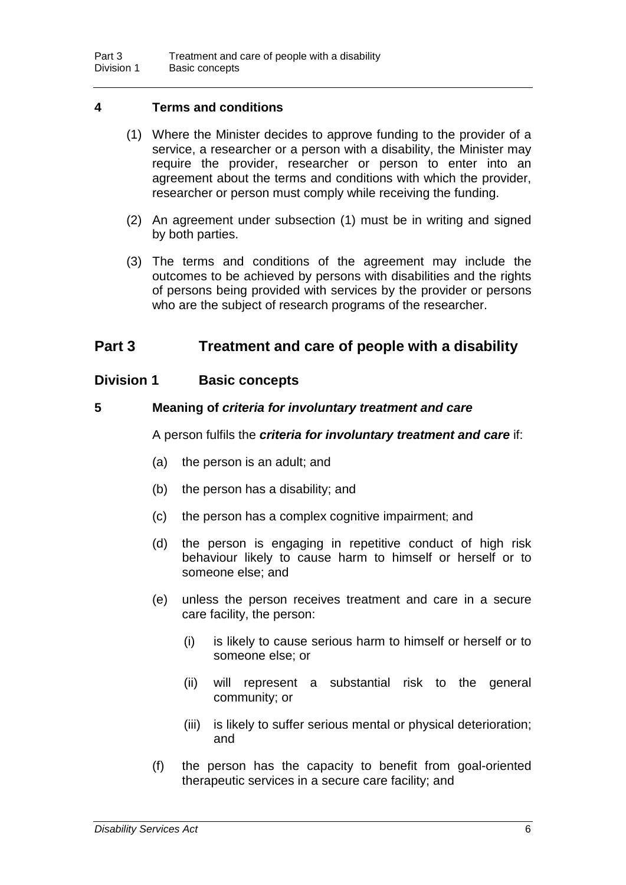### 4 Terms and conditions

(1) Where the Minister decides to approve funding to the provider of a service, a researcher or a person with a disability, the Minister may require the provider, researcher or person to enter into an agreement about the terms and conditions with which the provider, researcher or person must comply while receiving the funding.

(2) An agreement under subsection (1) must be in writing and signed by both parties.

(3) The terms and conditions of the agreement may include the outcomes to be achieved by persons with disabilities and the rights of persons being provided with services by the provider or persons who are the subject of research programs of the researcher.

# Part 3 Treatment and care of people with a disability

## Division 1 Basic concepts

### 5 Meaning of *criteria for involuntary treatment and care*

A person fulfils the ***criteria for involuntary treatment and care*** if:

(a) the person is an adult; and

(b) the person has a disability; and

(c) the person has a complex cognitive impairment; and

(d) the person is engaging in repetitive conduct of high risk behaviour likely to cause harm to himself or herself or to someone else; and

(e) unless the person receives treatment and care in a secure care facility, the person:

(i) is likely to cause serious harm to himself or herself or to someone else; or

(ii) will represent a substantial risk to the general community; or

(iii) is likely to suffer serious mental or physical deterioration; and

(f) the person has the capacity to benefit from goal-oriented therapeutic services in a secure care facility; and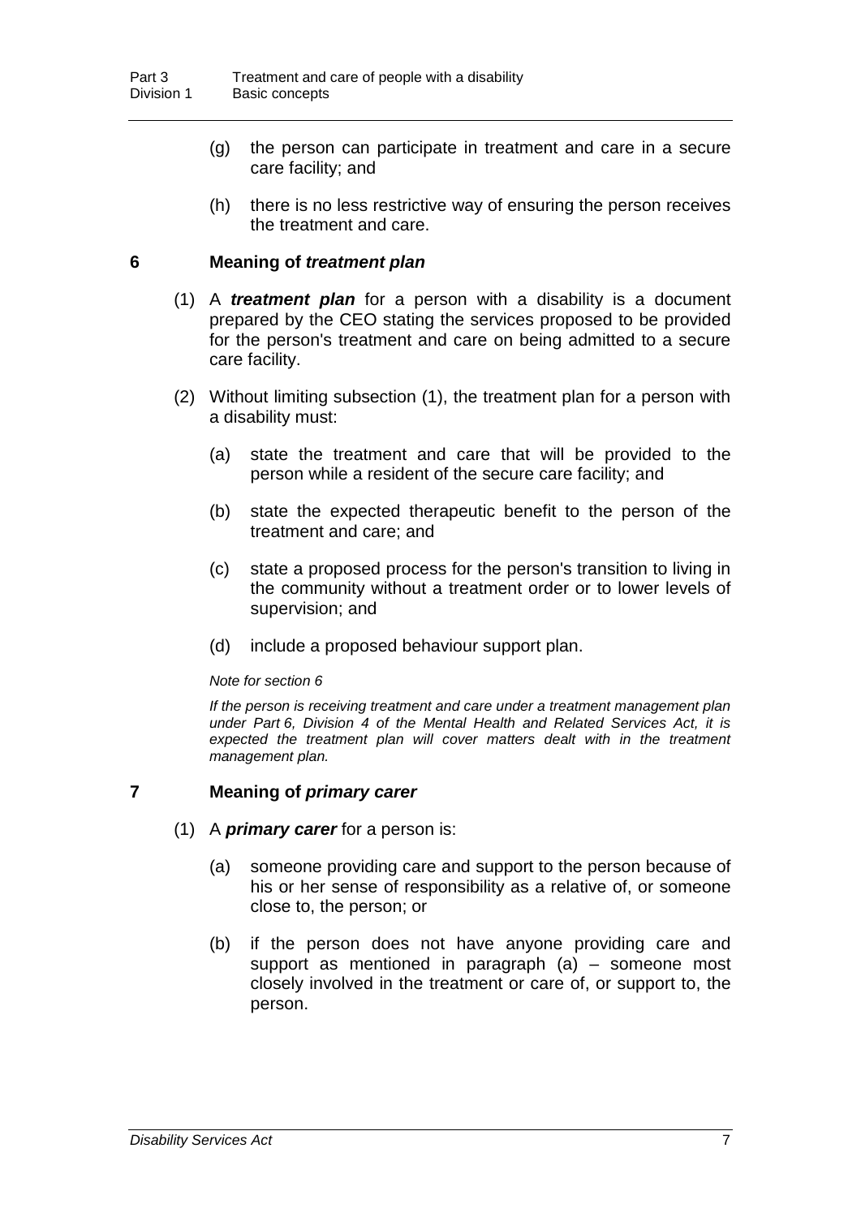(g) the person can participate in treatment and care in a secure care facility; and

(h) there is no less restrictive way of ensuring the person receives the treatment and care.

## 6 Meaning of ***treatment plan***

(1) A ***treatment plan*** for a person with a disability is a document prepared by the CEO stating the services proposed to be provided for the person's treatment and care on being admitted to a secure care facility.

(2) Without limiting subsection (1), the treatment plan for a person with a disability must:

(a) state the treatment and care that will be provided to the person while a resident of the secure care facility; and

(b) state the expected therapeutic benefit to the person of the treatment and care; and

(c) state a proposed process for the person's transition to living in the community without a treatment order or to lower levels of supervision; and

(d) include a proposed behaviour support plan.

*Note for section 6*

*If the person is receiving treatment and care under a treatment management plan under Part 6, Division 4 of the Mental Health and Related Services Act, it is expected the treatment plan will cover matters dealt with in the treatment management plan.*

## 7 Meaning of ***primary carer***

(1) A ***primary carer*** for a person is:

(a) someone providing care and support to the person because of his or her sense of responsibility as a relative of, or someone close to, the person; or

(b) if the person does not have anyone providing care and support as mentioned in paragraph (a) – someone most closely involved in the treatment or care of, or support to, the person.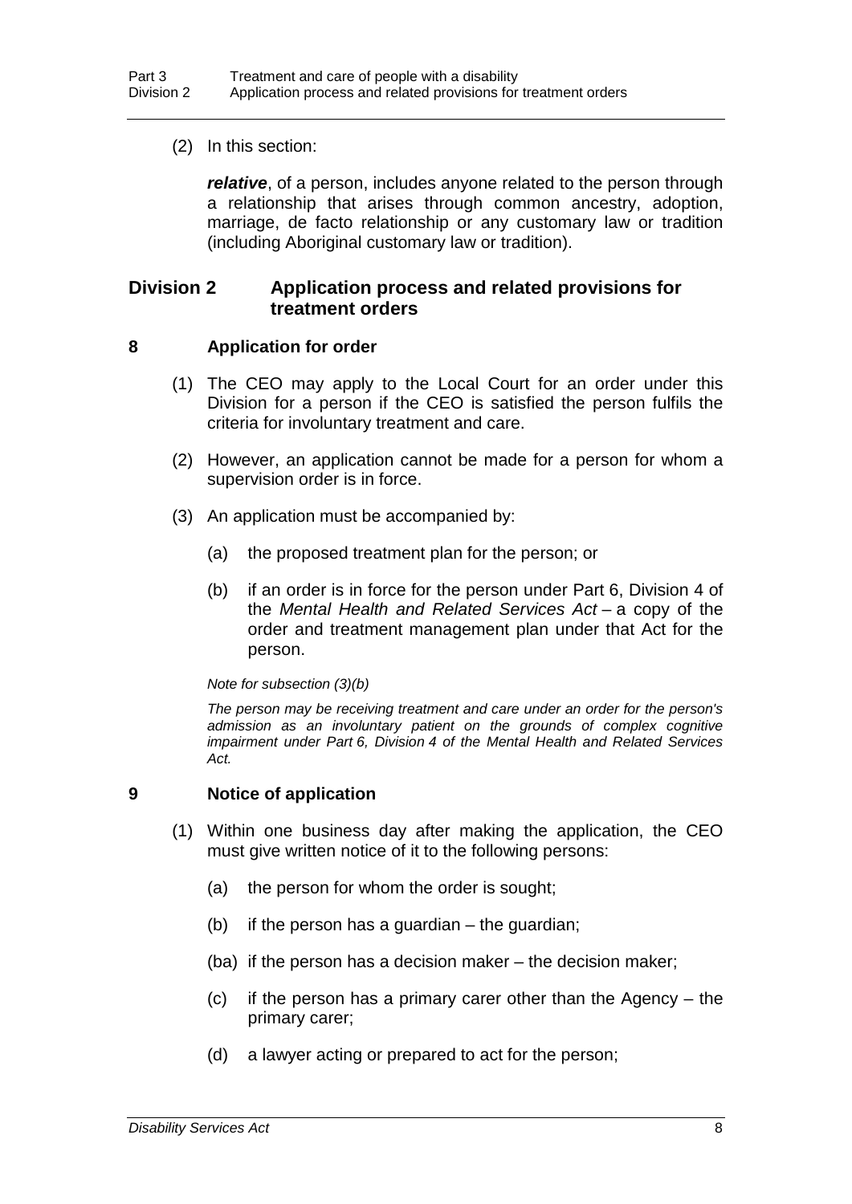(2) In this section:

***relative***, of a person, includes anyone related to the person through a relationship that arises through common ancestry, adoption, marriage, de facto relationship or any customary law or tradition (including Aboriginal customary law or tradition).

## Division 2 Application process and related provisions for treatment orders

### 8 Application for order

(1) The CEO may apply to the Local Court for an order under this Division for a person if the CEO is satisfied the person fulfils the criteria for involuntary treatment and care.

(2) However, an application cannot be made for a person for whom a supervision order is in force.

(3) An application must be accompanied by:

(a) the proposed treatment plan for the person; or

(b) if an order is in force for the person under Part 6, Division 4 of the *Mental Health and Related Services Act* – a copy of the order and treatment management plan under that Act for the person.

*Note for subsection (3)(b)*

*The person may be receiving treatment and care under an order for the person's admission as an involuntary patient on the grounds of complex cognitive impairment under Part 6, Division 4 of the Mental Health and Related Services Act.*

### 9 Notice of application

(1) Within one business day after making the application, the CEO must give written notice of it to the following persons:

(a) the person for whom the order is sought;

(b) if the person has a guardian – the guardian;

(ba) if the person has a decision maker – the decision maker;

(c) if the person has a primary carer other than the Agency – the primary carer;

(d) a lawyer acting or prepared to act for the person;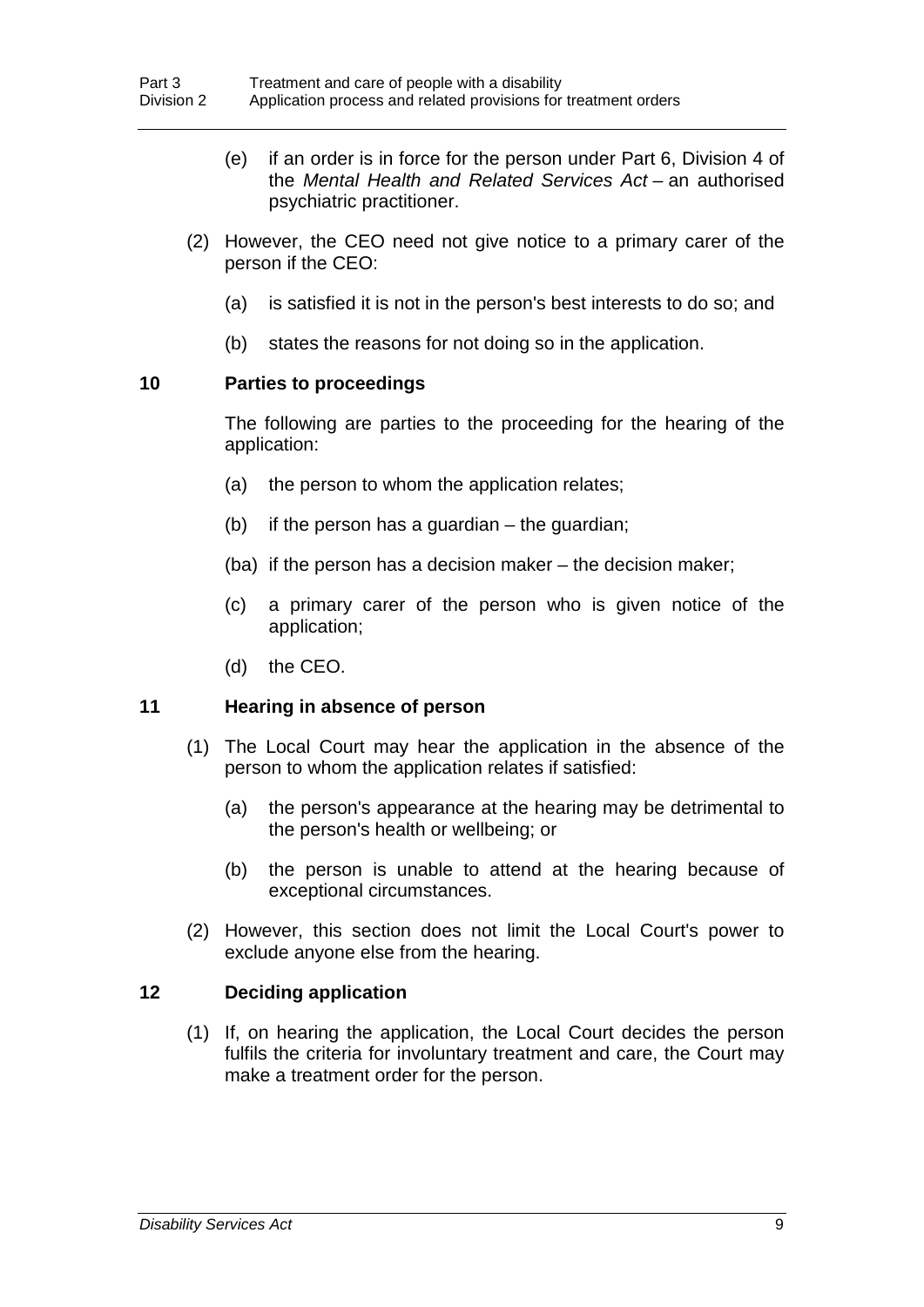(e) if an order is in force for the person under Part 6, Division 4 of the *Mental Health and Related Services Act* – an authorised psychiatric practitioner.

(2) However, the CEO need not give notice to a primary carer of the person if the CEO:

(a) is satisfied it is not in the person's best interests to do so; and

(b) states the reasons for not doing so in the application.

### 10 Parties to proceedings

The following are parties to the proceeding for the hearing of the application:

(a) the person to whom the application relates;

(b) if the person has a guardian – the guardian;

(ba) if the person has a decision maker – the decision maker;

(c) a primary carer of the person who is given notice of the application;

(d) the CEO.

### 11 Hearing in absence of person

(1) The Local Court may hear the application in the absence of the person to whom the application relates if satisfied:

(a) the person's appearance at the hearing may be detrimental to the person's health or wellbeing; or

(b) the person is unable to attend at the hearing because of exceptional circumstances.

(2) However, this section does not limit the Local Court's power to exclude anyone else from the hearing.

### 12 Deciding application

(1) If, on hearing the application, the Local Court decides the person fulfils the criteria for involuntary treatment and care, the Court may make a treatment order for the person.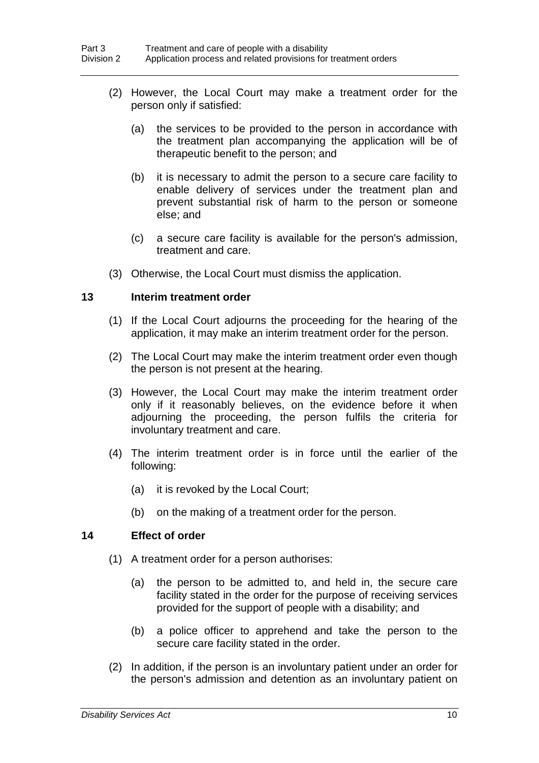(2) However, the Local Court may make a treatment order for the person only if satisfied:

(a) the services to be provided to the person in accordance with the treatment plan accompanying the application will be of therapeutic benefit to the person; and

(b) it is necessary to admit the person to a secure care facility to enable delivery of services under the treatment plan and prevent substantial risk of harm to the person or someone else; and

(c) a secure care facility is available for the person's admission, treatment and care.

(3) Otherwise, the Local Court must dismiss the application.

**13 Interim treatment order**

(1) If the Local Court adjourns the proceeding for the hearing of the application, it may make an interim treatment order for the person.

(2) The Local Court may make the interim treatment order even though the person is not present at the hearing.

(3) However, the Local Court may make the interim treatment order only if it reasonably believes, on the evidence before it when adjourning the proceeding, the person fulfils the criteria for involuntary treatment and care.

(4) The interim treatment order is in force until the earlier of the following:

(a) it is revoked by the Local Court;

(b) on the making of a treatment order for the person.

**14 Effect of order**

(1) A treatment order for a person authorises:

(a) the person to be admitted to, and held in, the secure care facility stated in the order for the purpose of receiving services provided for the support of people with a disability; and

(b) a police officer to apprehend and take the person to the secure care facility stated in the order.

(2) In addition, if the person is an involuntary patient under an order for the person's admission and detention as an involuntary patient on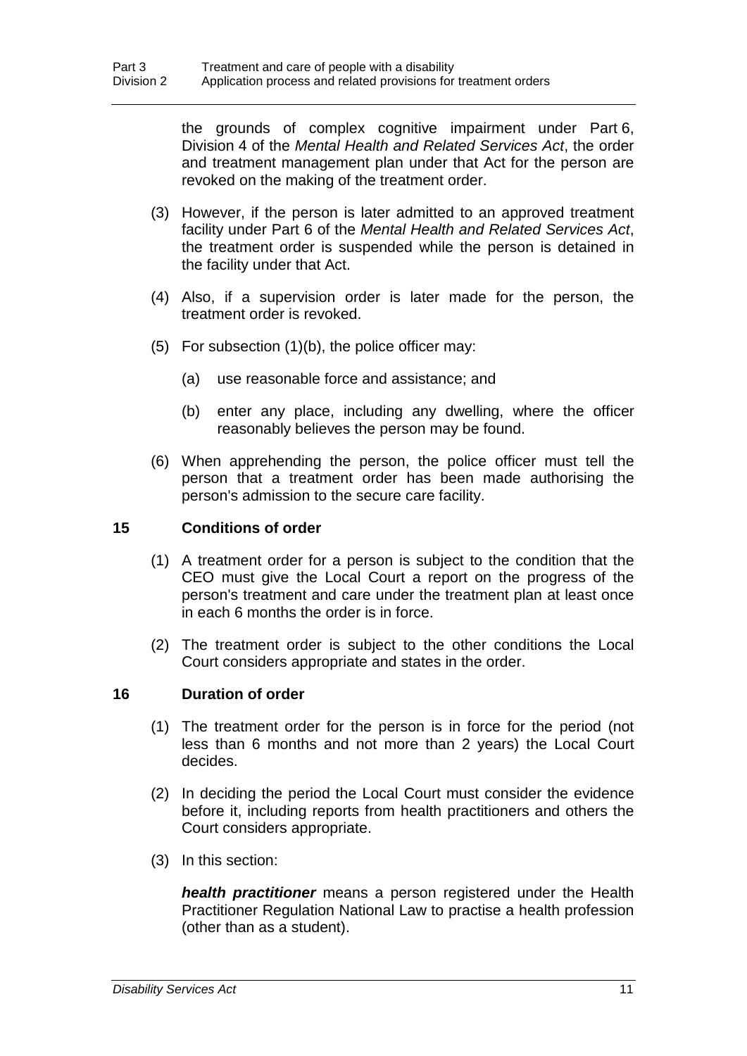the grounds of complex cognitive impairment under Part 6, Division 4 of the *Mental Health and Related Services Act*, the order and treatment management plan under that Act for the person are revoked on the making of the treatment order.

(3) However, if the person is later admitted to an approved treatment facility under Part 6 of the *Mental Health and Related Services Act*, the treatment order is suspended while the person is detained in the facility under that Act.

(4) Also, if a supervision order is later made for the person, the treatment order is revoked.

(5) For subsection (1)(b), the police officer may:

(a) use reasonable force and assistance; and

(b) enter any place, including any dwelling, where the officer reasonably believes the person may be found.

(6) When apprehending the person, the police officer must tell the person that a treatment order has been made authorising the person's admission to the secure care facility.

### 15 Conditions of order

(1) A treatment order for a person is subject to the condition that the CEO must give the Local Court a report on the progress of the person's treatment and care under the treatment plan at least once in each 6 months the order is in force.

(2) The treatment order is subject to the other conditions the Local Court considers appropriate and states in the order.

### 16 Duration of order

(1) The treatment order for the person is in force for the period (not less than 6 months and not more than 2 years) the Local Court decides.

(2) In deciding the period the Local Court must consider the evidence before it, including reports from health practitioners and others the Court considers appropriate.

(3) In this section:

***health practitioner*** means a person registered under the Health Practitioner Regulation National Law to practise a health profession (other than as a student).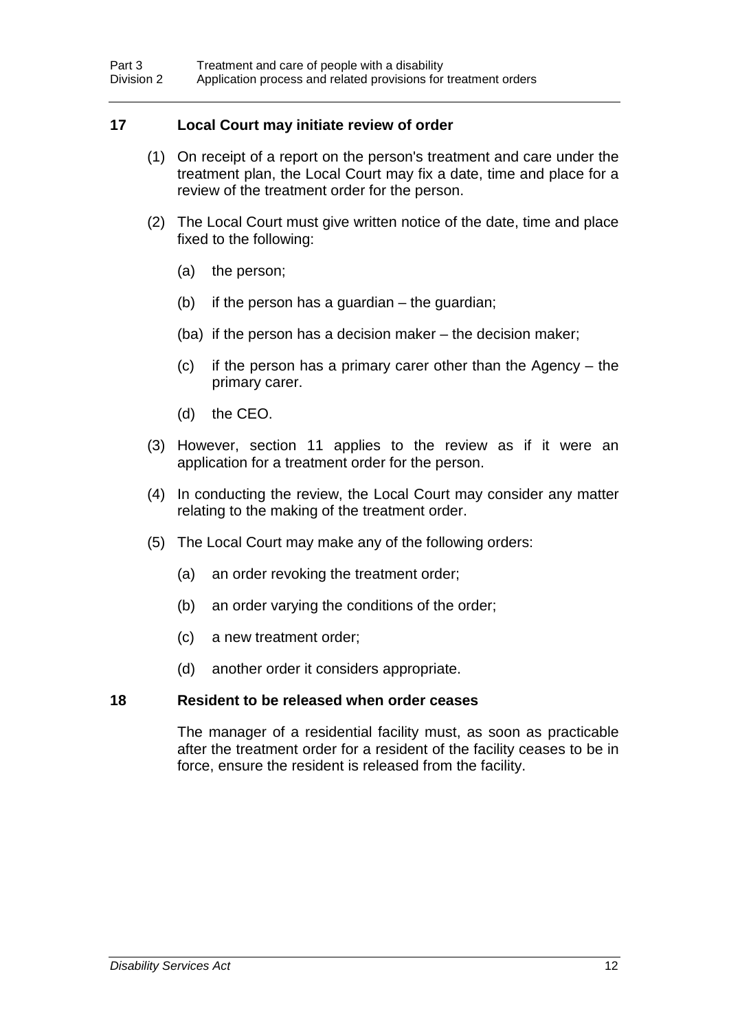### 17 Local Court may initiate review of order

(1) On receipt of a report on the person's treatment and care under the treatment plan, the Local Court may fix a date, time and place for a review of the treatment order for the person.

(2) The Local Court must give written notice of the date, time and place fixed to the following:

(a) the person;

(b) if the person has a guardian – the guardian;

(ba) if the person has a decision maker – the decision maker;

(c) if the person has a primary carer other than the Agency – the primary carer.

(d) the CEO.

(3) However, section 11 applies to the review as if it were an application for a treatment order for the person.

(4) In conducting the review, the Local Court may consider any matter relating to the making of the treatment order.

(5) The Local Court may make any of the following orders:

(a) an order revoking the treatment order;

(b) an order varying the conditions of the order;

(c) a new treatment order;

(d) another order it considers appropriate.

### 18 Resident to be released when order ceases

The manager of a residential facility must, as soon as practicable after the treatment order for a resident of the facility ceases to be in force, ensure the resident is released from the facility.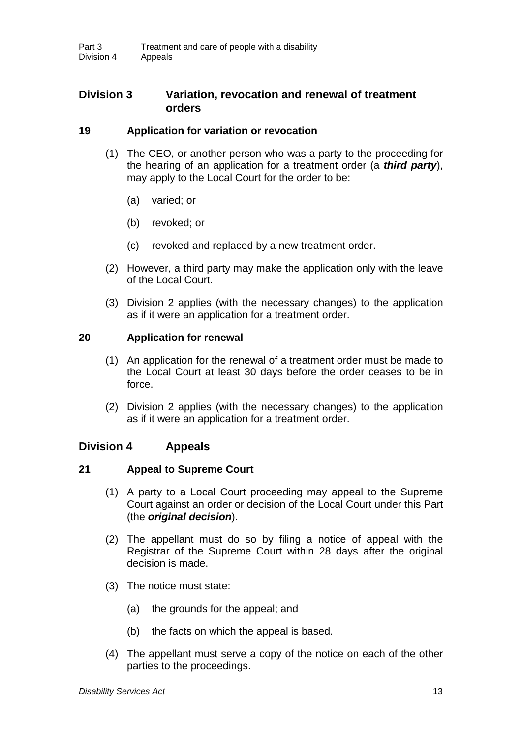## Division 3 Variation, revocation and renewal of treatment orders

### 19 Application for variation or revocation

(1) The CEO, or another person who was a party to the proceeding for the hearing of an application for a treatment order (a ***third party***), may apply to the Local Court for the order to be:

(a) varied; or

(b) revoked; or

(c) revoked and replaced by a new treatment order.

(2) However, a third party may make the application only with the leave of the Local Court.

(3) Division 2 applies (with the necessary changes) to the application as if it were an application for a treatment order.

### 20 Application for renewal

(1) An application for the renewal of a treatment order must be made to the Local Court at least 30 days before the order ceases to be in force.

(2) Division 2 applies (with the necessary changes) to the application as if it were an application for a treatment order.

## Division 4 Appeals

### 21 Appeal to Supreme Court

(1) A party to a Local Court proceeding may appeal to the Supreme Court against an order or decision of the Local Court under this Part (the ***original decision***).

(2) The appellant must do so by filing a notice of appeal with the Registrar of the Supreme Court within 28 days after the original decision is made.

(3) The notice must state:

(a) the grounds for the appeal; and

(b) the facts on which the appeal is based.

(4) The appellant must serve a copy of the notice on each of the other parties to the proceedings.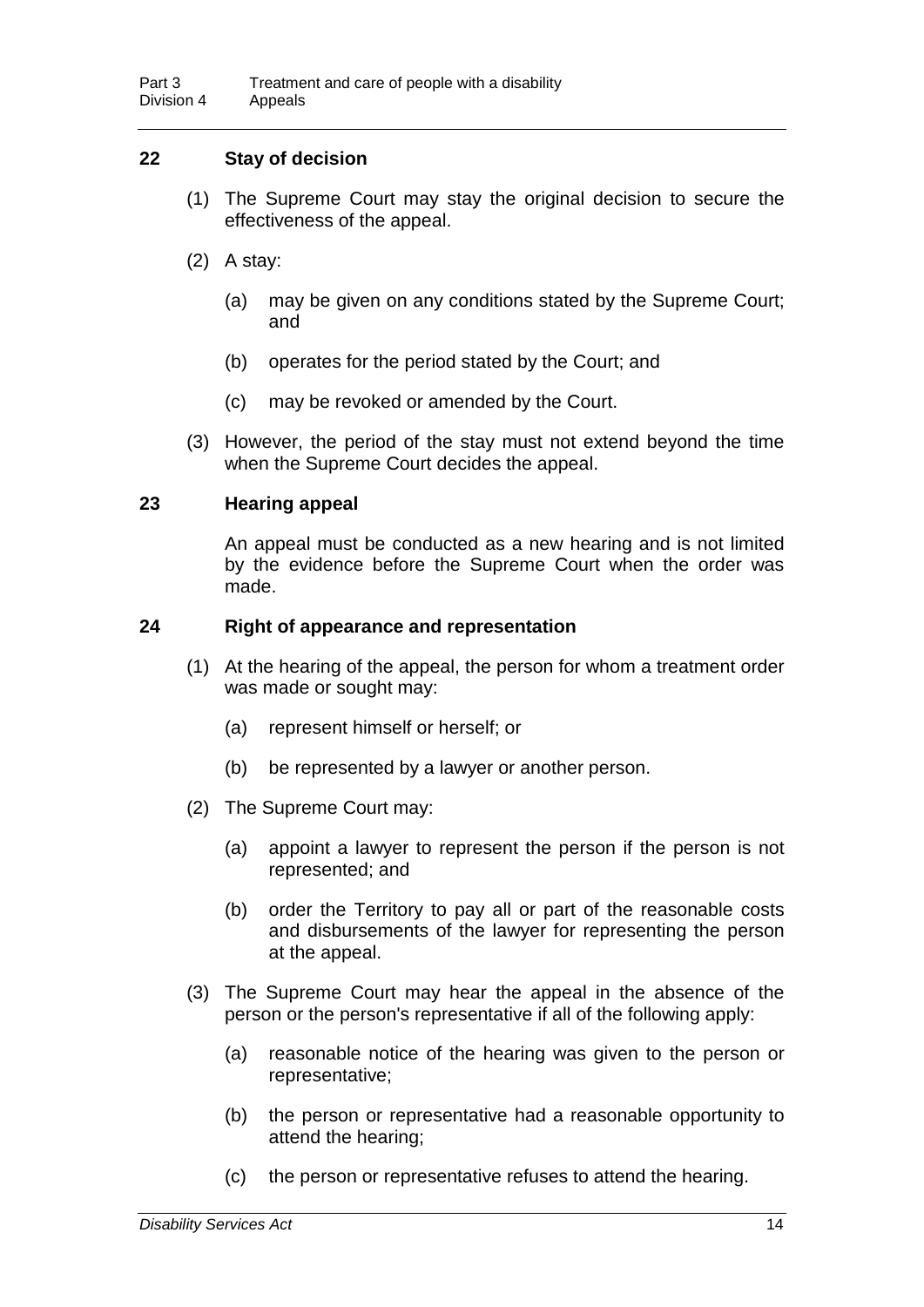### 22 Stay of decision

(1) The Supreme Court may stay the original decision to secure the effectiveness of the appeal.

(2) A stay:

(a) may be given on any conditions stated by the Supreme Court; and

(b) operates for the period stated by the Court; and

(c) may be revoked or amended by the Court.

(3) However, the period of the stay must not extend beyond the time when the Supreme Court decides the appeal.

### 23 Hearing appeal

An appeal must be conducted as a new hearing and is not limited by the evidence before the Supreme Court when the order was made.

### 24 Right of appearance and representation

(1) At the hearing of the appeal, the person for whom a treatment order was made or sought may:

(a) represent himself or herself; or

(b) be represented by a lawyer or another person.

(2) The Supreme Court may:

(a) appoint a lawyer to represent the person if the person is not represented; and

(b) order the Territory to pay all or part of the reasonable costs and disbursements of the lawyer for representing the person at the appeal.

(3) The Supreme Court may hear the appeal in the absence of the person or the person's representative if all of the following apply:

(a) reasonable notice of the hearing was given to the person or representative;

(b) the person or representative had a reasonable opportunity to attend the hearing;

(c) the person or representative refuses to attend the hearing.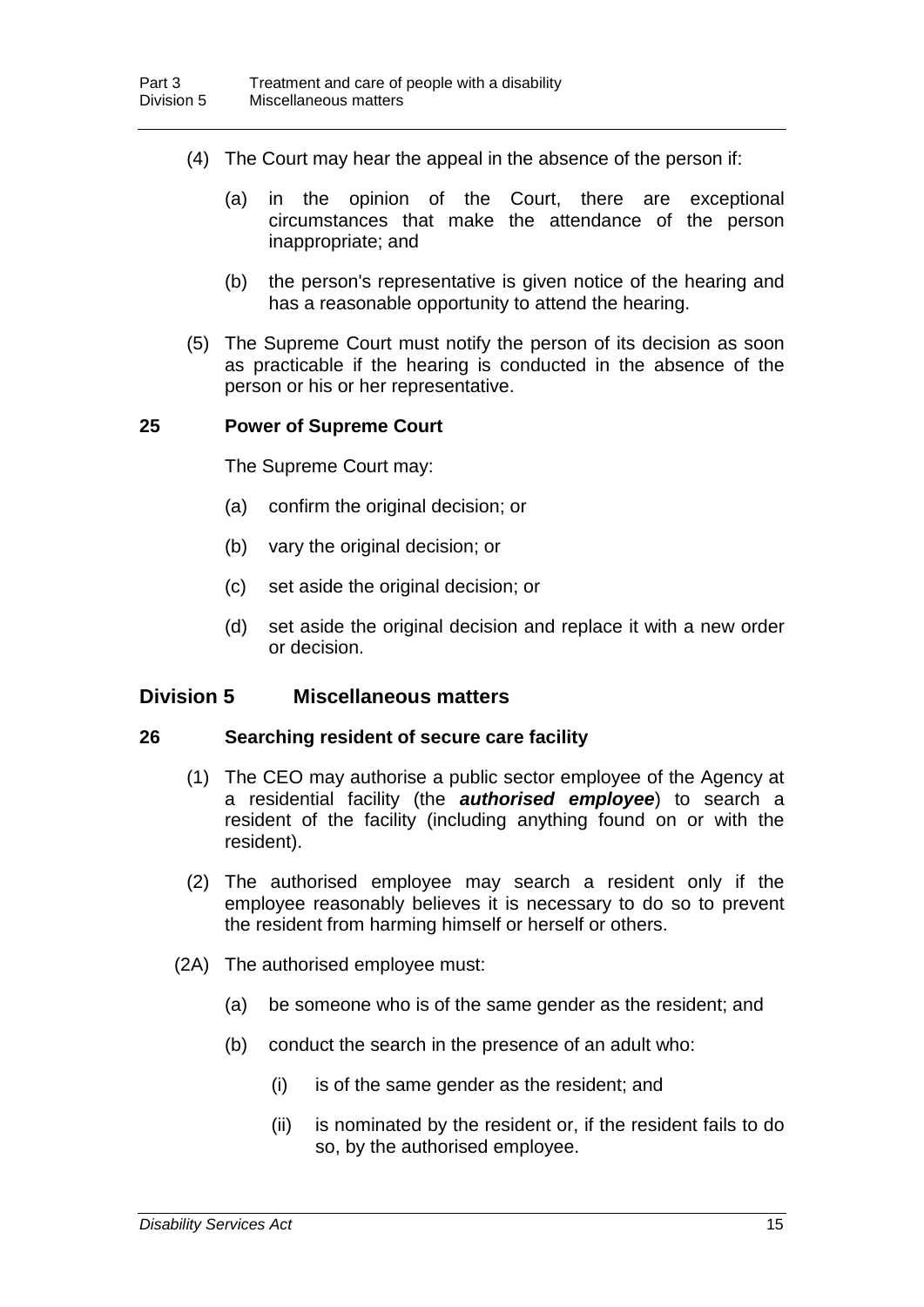(4) The Court may hear the appeal in the absence of the person if:

(a) in the opinion of the Court, there are exceptional circumstances that make the attendance of the person inappropriate; and

(b) the person's representative is given notice of the hearing and has a reasonable opportunity to attend the hearing.

(5) The Supreme Court must notify the person of its decision as soon as practicable if the hearing is conducted in the absence of the person or his or her representative.

### 25 Power of Supreme Court

The Supreme Court may:

(a) confirm the original decision; or

(b) vary the original decision; or

(c) set aside the original decision; or

(d) set aside the original decision and replace it with a new order or decision.

## Division 5 Miscellaneous matters

### 26 Searching resident of secure care facility

(1) The CEO may authorise a public sector employee of the Agency at a residential facility (the ***authorised employee***) to search a resident of the facility (including anything found on or with the resident).

(2) The authorised employee may search a resident only if the employee reasonably believes it is necessary to do so to prevent the resident from harming himself or herself or others.

(2A) The authorised employee must:

(a) be someone who is of the same gender as the resident; and

(b) conduct the search in the presence of an adult who:

(i) is of the same gender as the resident; and

(ii) is nominated by the resident or, if the resident fails to do so, by the authorised employee.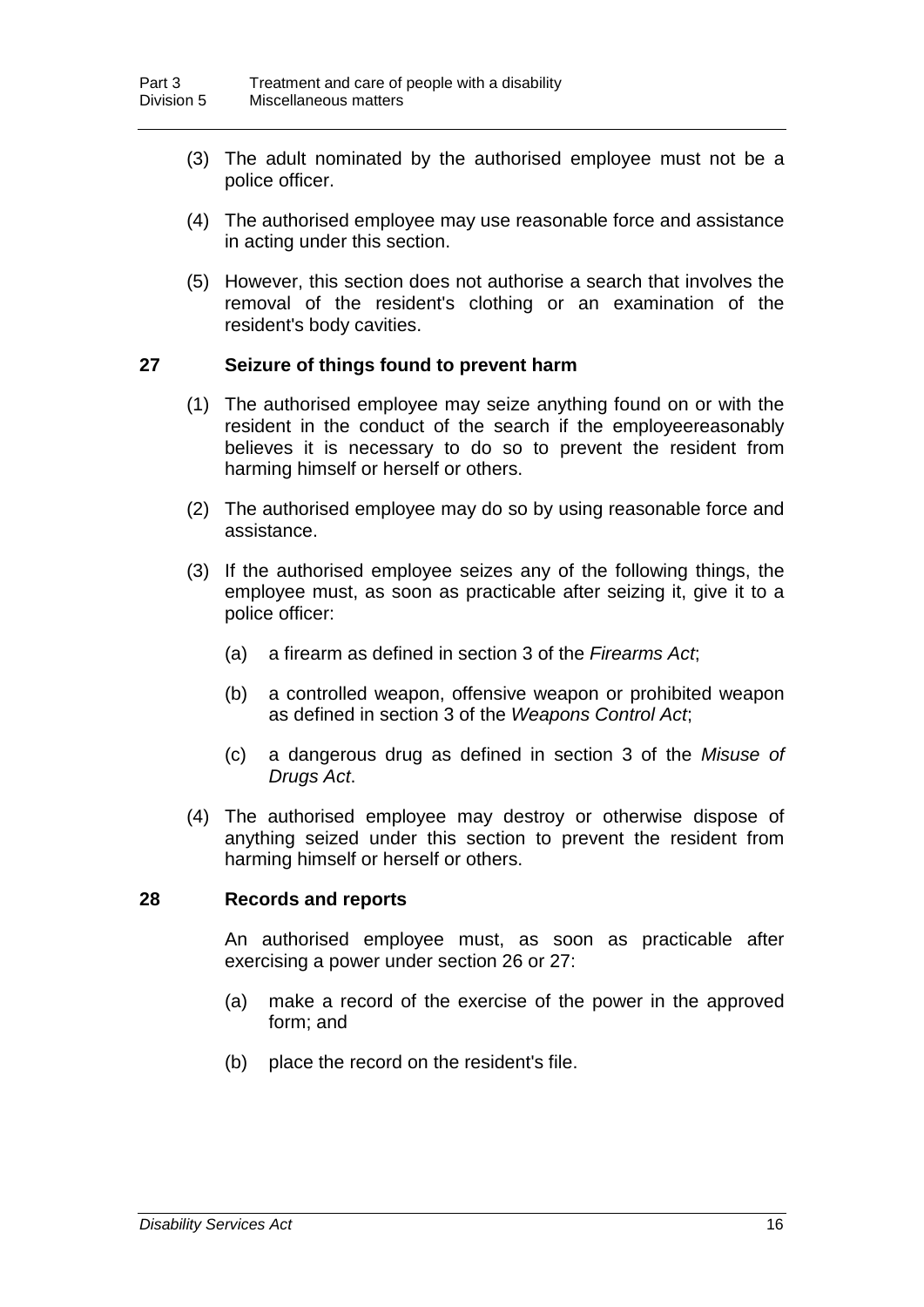(3) The adult nominated by the authorised employee must not be a police officer.

(4) The authorised employee may use reasonable force and assistance in acting under this section.

(5) However, this section does not authorise a search that involves the removal of the resident's clothing or an examination of the resident's body cavities.

### 27 Seizure of things found to prevent harm

(1) The authorised employee may seize anything found on or with the resident in the conduct of the search if the employeereasonably believes it is necessary to do so to prevent the resident from harming himself or herself or others.

(2) The authorised employee may do so by using reasonable force and assistance.

(3) If the authorised employee seizes any of the following things, the employee must, as soon as practicable after seizing it, give it to a police officer:

(a) a firearm as defined in section 3 of the *Firearms Act*;

(b) a controlled weapon, offensive weapon or prohibited weapon as defined in section 3 of the *Weapons Control Act*;

(c) a dangerous drug as defined in section 3 of the *Misuse of Drugs Act*.

(4) The authorised employee may destroy or otherwise dispose of anything seized under this section to prevent the resident from harming himself or herself or others.

### 28 Records and reports

An authorised employee must, as soon as practicable after exercising a power under section 26 or 27:

(a) make a record of the exercise of the power in the approved form; and

(b) place the record on the resident's file.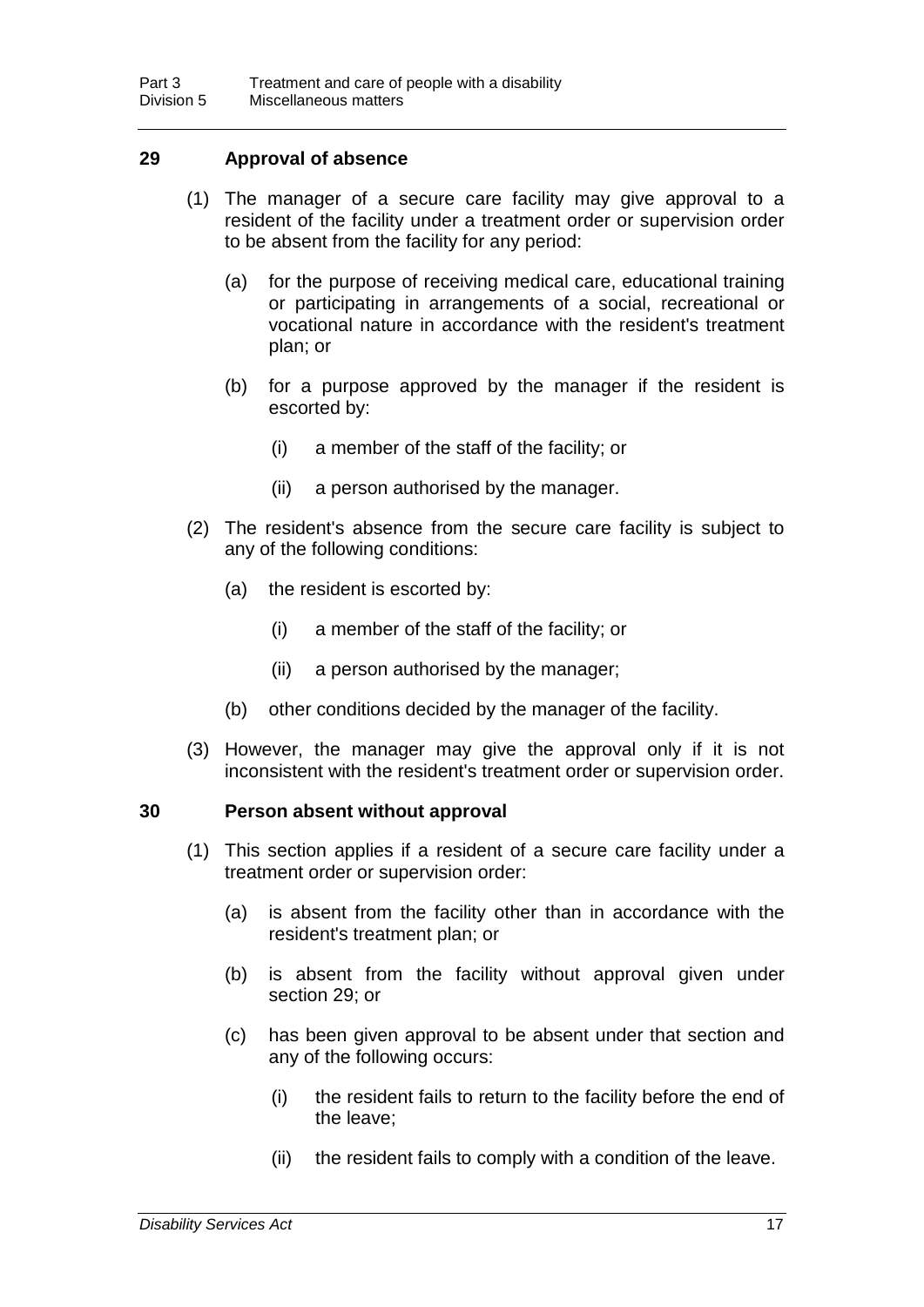### 29 Approval of absence

(1) The manager of a secure care facility may give approval to a resident of the facility under a treatment order or supervision order to be absent from the facility for any period:

(a) for the purpose of receiving medical care, educational training or participating in arrangements of a social, recreational or vocational nature in accordance with the resident's treatment plan; or

(b) for a purpose approved by the manager if the resident is escorted by:

(i) a member of the staff of the facility; or

(ii) a person authorised by the manager.

(2) The resident's absence from the secure care facility is subject to any of the following conditions:

(a) the resident is escorted by:

(i) a member of the staff of the facility; or

(ii) a person authorised by the manager;

(b) other conditions decided by the manager of the facility.

(3) However, the manager may give the approval only if it is not inconsistent with the resident's treatment order or supervision order.

### 30 Person absent without approval

(1) This section applies if a resident of a secure care facility under a treatment order or supervision order:

(a) is absent from the facility other than in accordance with the resident's treatment plan; or

(b) is absent from the facility without approval given under section 29; or

(c) has been given approval to be absent under that section and any of the following occurs:

(i) the resident fails to return to the facility before the end of the leave;

(ii) the resident fails to comply with a condition of the leave.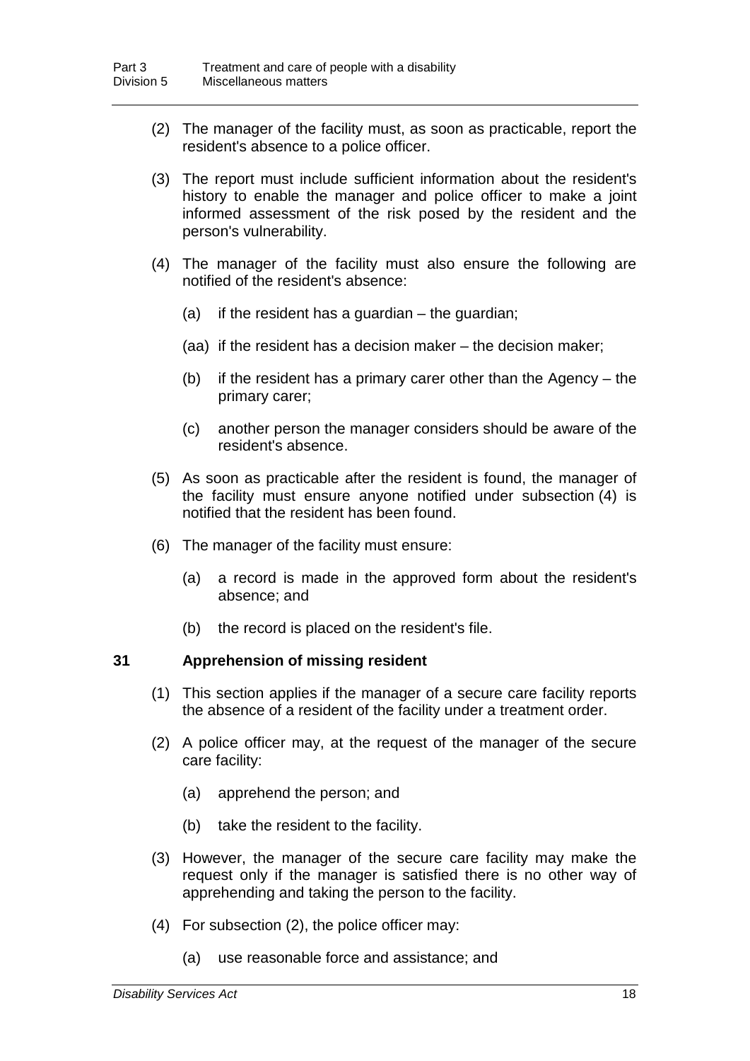(2) The manager of the facility must, as soon as practicable, report the resident's absence to a police officer.

(3) The report must include sufficient information about the resident's history to enable the manager and police officer to make a joint informed assessment of the risk posed by the resident and the person's vulnerability.

(4) The manager of the facility must also ensure the following are notified of the resident's absence:

(a) if the resident has a guardian – the guardian;

(aa) if the resident has a decision maker – the decision maker;

(b) if the resident has a primary carer other than the Agency – the primary carer;

(c) another person the manager considers should be aware of the resident's absence.

(5) As soon as practicable after the resident is found, the manager of the facility must ensure anyone notified under subsection (4) is notified that the resident has been found.

(6) The manager of the facility must ensure:

(a) a record is made in the approved form about the resident's absence; and

(b) the record is placed on the resident's file.

### 31 Apprehension of missing resident

(1) This section applies if the manager of a secure care facility reports the absence of a resident of the facility under a treatment order.

(2) A police officer may, at the request of the manager of the secure care facility:

(a) apprehend the person; and

(b) take the resident to the facility.

(3) However, the manager of the secure care facility may make the request only if the manager is satisfied there is no other way of apprehending and taking the person to the facility.

(4) For subsection (2), the police officer may:

(a) use reasonable force and assistance; and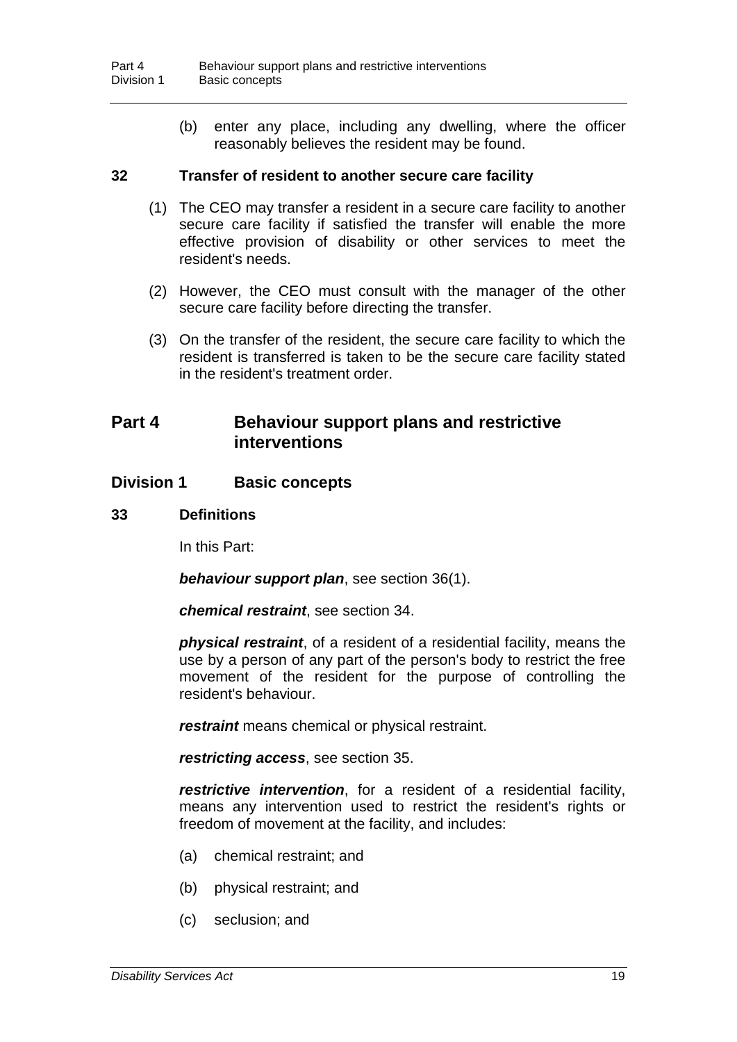(b) enter any place, including any dwelling, where the officer reasonably believes the resident may be found.

### 32 Transfer of resident to another secure care facility

(1) The CEO may transfer a resident in a secure care facility to another secure care facility if satisfied the transfer will enable the more effective provision of disability or other services to meet the resident's needs.

(2) However, the CEO must consult with the manager of the other secure care facility before directing the transfer.

(3) On the transfer of the resident, the secure care facility to which the resident is transferred is taken to be the secure care facility stated in the resident's treatment order.

## Part 4 Behaviour support plans and restrictive interventions

## Division 1 Basic concepts

### 33 Definitions

In this Part:

***behaviour support plan***, see section 36(1).

***chemical restraint***, see section 34.

***physical restraint***, of a resident of a residential facility, means the use by a person of any part of the person's body to restrict the free movement of the resident for the purpose of controlling the resident's behaviour.

***restraint*** means chemical or physical restraint.

***restricting access***, see section 35.

***restrictive intervention***, for a resident of a residential facility, means any intervention used to restrict the resident's rights or freedom of movement at the facility, and includes:

(a) chemical restraint; and

(b) physical restraint; and

(c) seclusion; and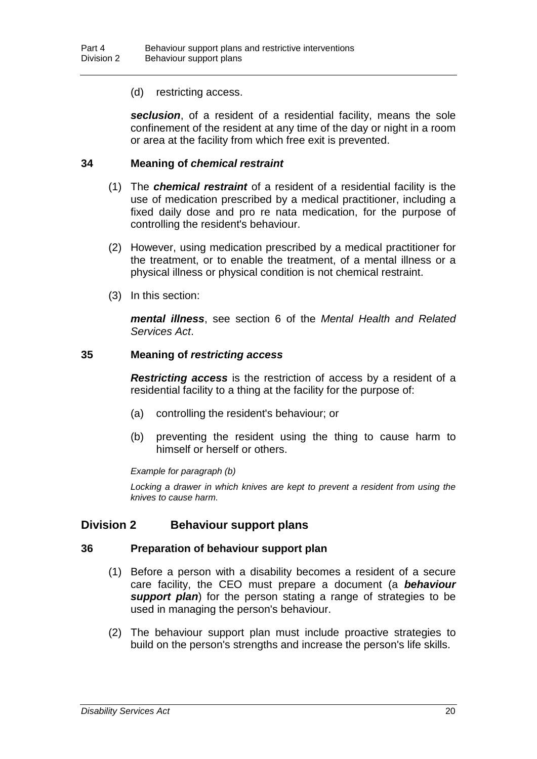(d) restricting access.

***seclusion***, of a resident of a residential facility, means the sole confinement of the resident at any time of the day or night in a room or area at the facility from which free exit is prevented.

### 34 Meaning of *chemical restraint*

(1) The ***chemical restraint*** of a resident of a residential facility is the use of medication prescribed by a medical practitioner, including a fixed daily dose and pro re nata medication, for the purpose of controlling the resident's behaviour.

(2) However, using medication prescribed by a medical practitioner for the treatment, or to enable the treatment, of a mental illness or a physical illness or physical condition is not chemical restraint.

(3) In this section:

***mental illness***, see section 6 of the *Mental Health and Related Services Act*.

### 35 Meaning of *restricting access*

***Restricting access*** is the restriction of access by a resident of a residential facility to a thing at the facility for the purpose of:

(a) controlling the resident's behaviour; or

(b) preventing the resident using the thing to cause harm to himself or herself or others.

*Example for paragraph (b)*

*Locking a drawer in which knives are kept to prevent a resident from using the knives to cause harm.*

## Division 2 Behaviour support plans

### 36 Preparation of behaviour support plan

(1) Before a person with a disability becomes a resident of a secure care facility, the CEO must prepare a document (a ***behaviour support plan***) for the person stating a range of strategies to be used in managing the person's behaviour.

(2) The behaviour support plan must include proactive strategies to build on the person's strengths and increase the person's life skills.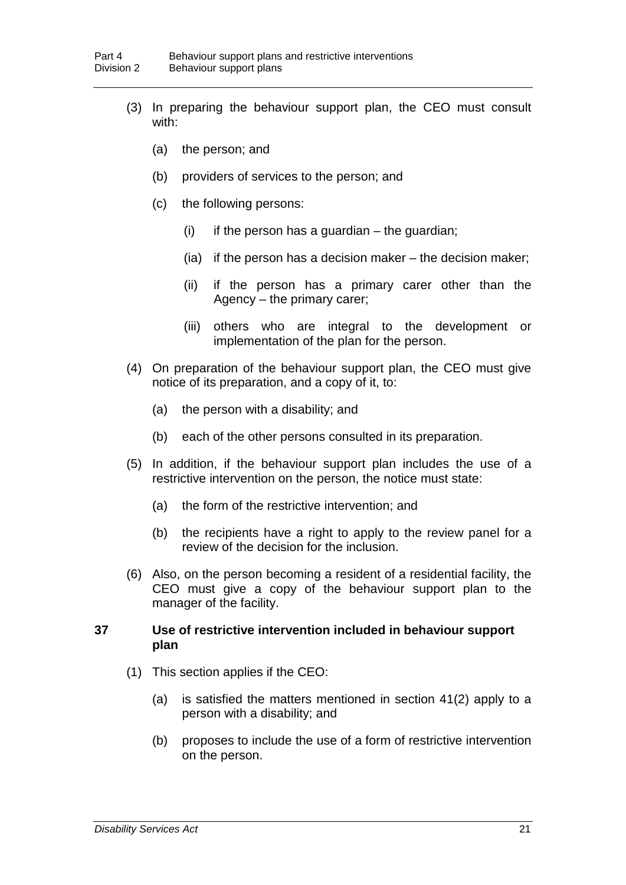(3) In preparing the behaviour support plan, the CEO must consult with:

(a) the person; and

(b) providers of services to the person; and

(c) the following persons:

(i) if the person has a guardian – the guardian;

(ia) if the person has a decision maker – the decision maker;

(ii) if the person has a primary carer other than the Agency – the primary carer;

(iii) others who are integral to the development or implementation of the plan for the person.

(4) On preparation of the behaviour support plan, the CEO must give notice of its preparation, and a copy of it, to:

(a) the person with a disability; and

(b) each of the other persons consulted in its preparation.

(5) In addition, if the behaviour support plan includes the use of a restrictive intervention on the person, the notice must state:

(a) the form of the restrictive intervention; and

(b) the recipients have a right to apply to the review panel for a review of the decision for the inclusion.

(6) Also, on the person becoming a resident of a residential facility, the CEO must give a copy of the behaviour support plan to the manager of the facility.

### 37 Use of restrictive intervention included in behaviour support plan

(1) This section applies if the CEO:

(a) is satisfied the matters mentioned in section 41(2) apply to a person with a disability; and

(b) proposes to include the use of a form of restrictive intervention on the person.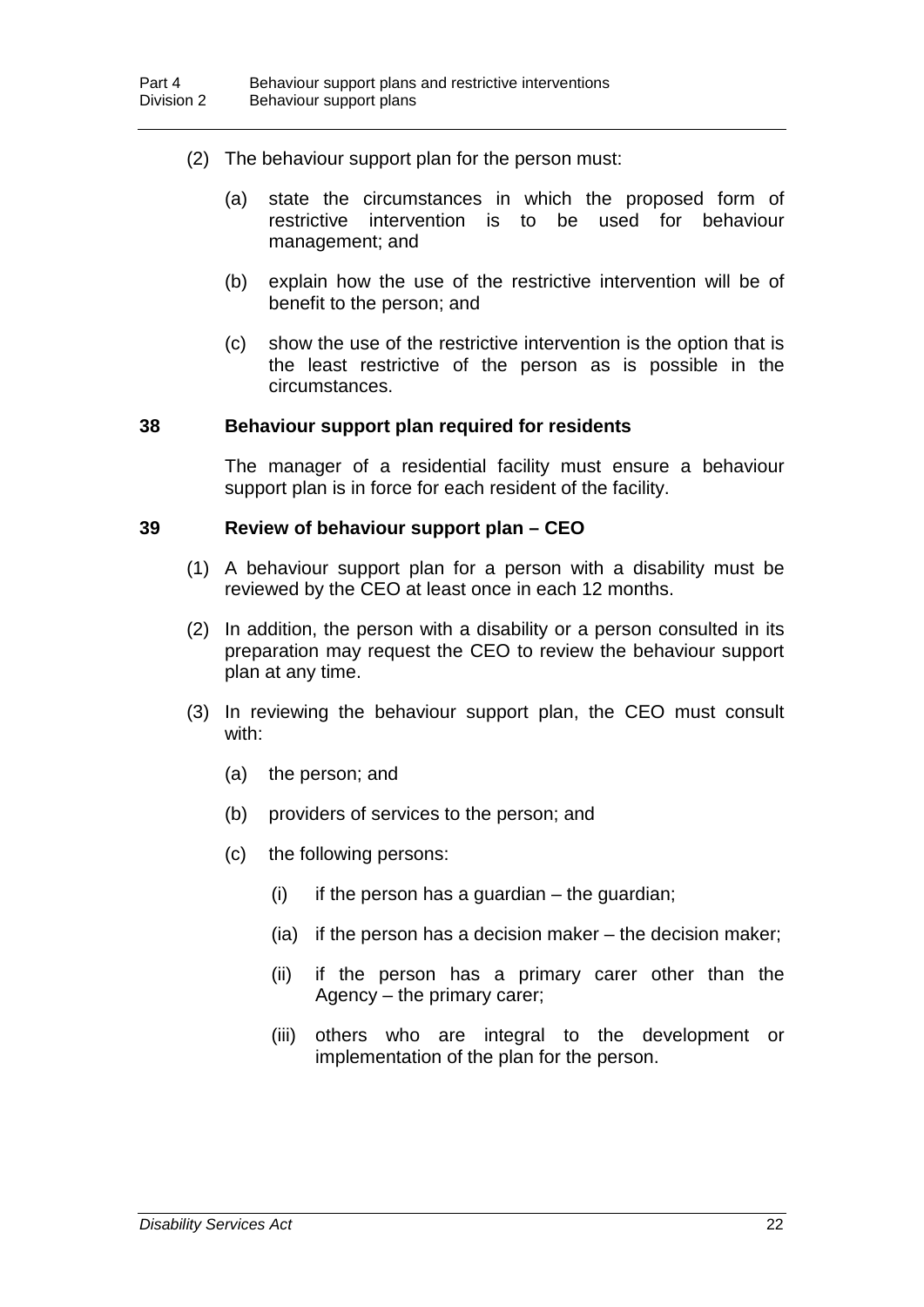(2) The behaviour support plan for the person must:

(a) state the circumstances in which the proposed form of restrictive intervention is to be used for behaviour management; and

(b) explain how the use of the restrictive intervention will be of benefit to the person; and

(c) show the use of the restrictive intervention is the option that is the least restrictive of the person as is possible in the circumstances.

### 38 Behaviour support plan required for residents

The manager of a residential facility must ensure a behaviour support plan is in force for each resident of the facility.

### 39 Review of behaviour support plan – CEO

(1) A behaviour support plan for a person with a disability must be reviewed by the CEO at least once in each 12 months.

(2) In addition, the person with a disability or a person consulted in its preparation may request the CEO to review the behaviour support plan at any time.

(3) In reviewing the behaviour support plan, the CEO must consult with:

(a) the person; and

(b) providers of services to the person; and

(c) the following persons:

(i) if the person has a guardian – the guardian;

(ia) if the person has a decision maker – the decision maker;

(ii) if the person has a primary carer other than the Agency – the primary carer;

(iii) others who are integral to the development or implementation of the plan for the person.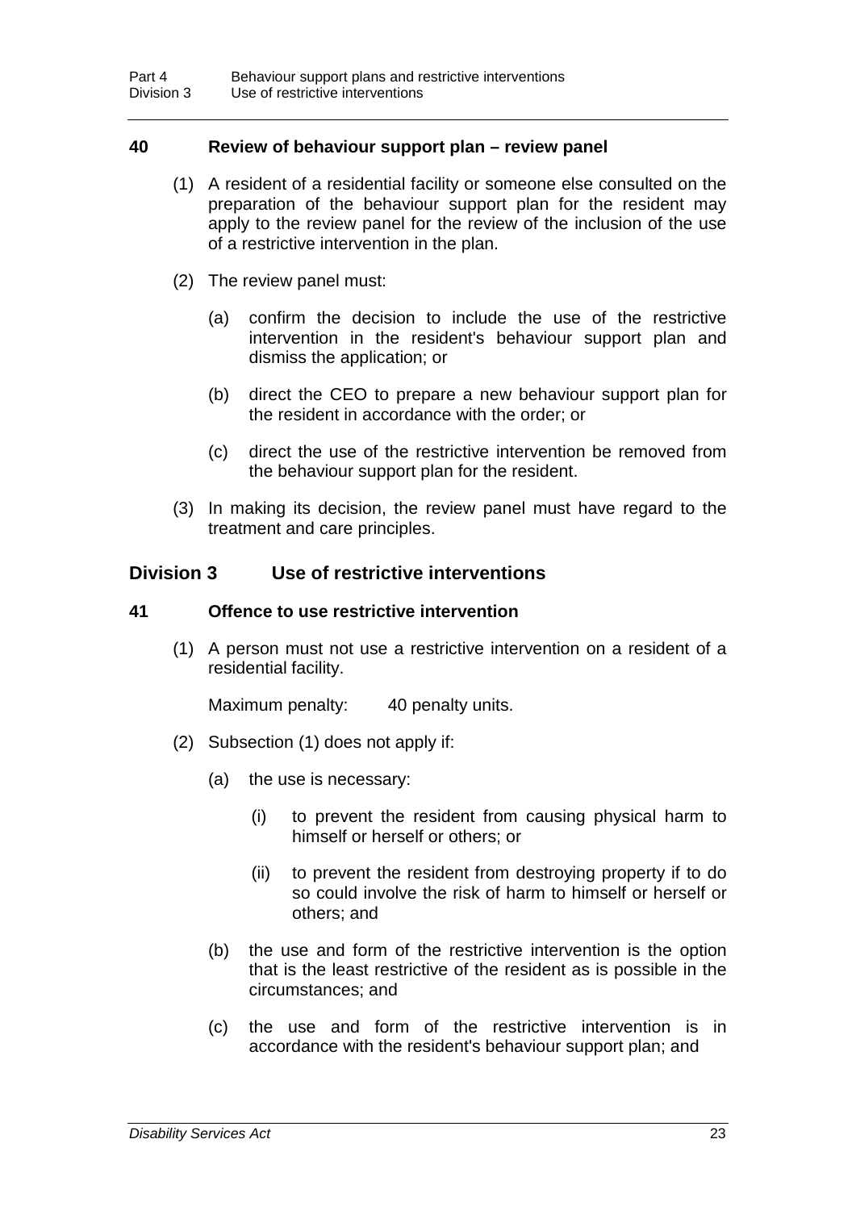### 40 Review of behaviour support plan – review panel

(1) A resident of a residential facility or someone else consulted on the preparation of the behaviour support plan for the resident may apply to the review panel for the review of the inclusion of the use of a restrictive intervention in the plan.

(2) The review panel must:

(a) confirm the decision to include the use of the restrictive intervention in the resident's behaviour support plan and dismiss the application; or

(b) direct the CEO to prepare a new behaviour support plan for the resident in accordance with the order; or

(c) direct the use of the restrictive intervention be removed from the behaviour support plan for the resident.

(3) In making its decision, the review panel must have regard to the treatment and care principles.

## Division 3 Use of restrictive interventions

### 41 Offence to use restrictive intervention

(1) A person must not use a restrictive intervention on a resident of a residential facility.

Maximum penalty: 40 penalty units.

(2) Subsection (1) does not apply if:

(a) the use is necessary:

(i) to prevent the resident from causing physical harm to himself or herself or others; or

(ii) to prevent the resident from destroying property if to do so could involve the risk of harm to himself or herself or others; and

(b) the use and form of the restrictive intervention is the option that is the least restrictive of the resident as is possible in the circumstances; and

(c) the use and form of the restrictive intervention is in accordance with the resident's behaviour support plan; and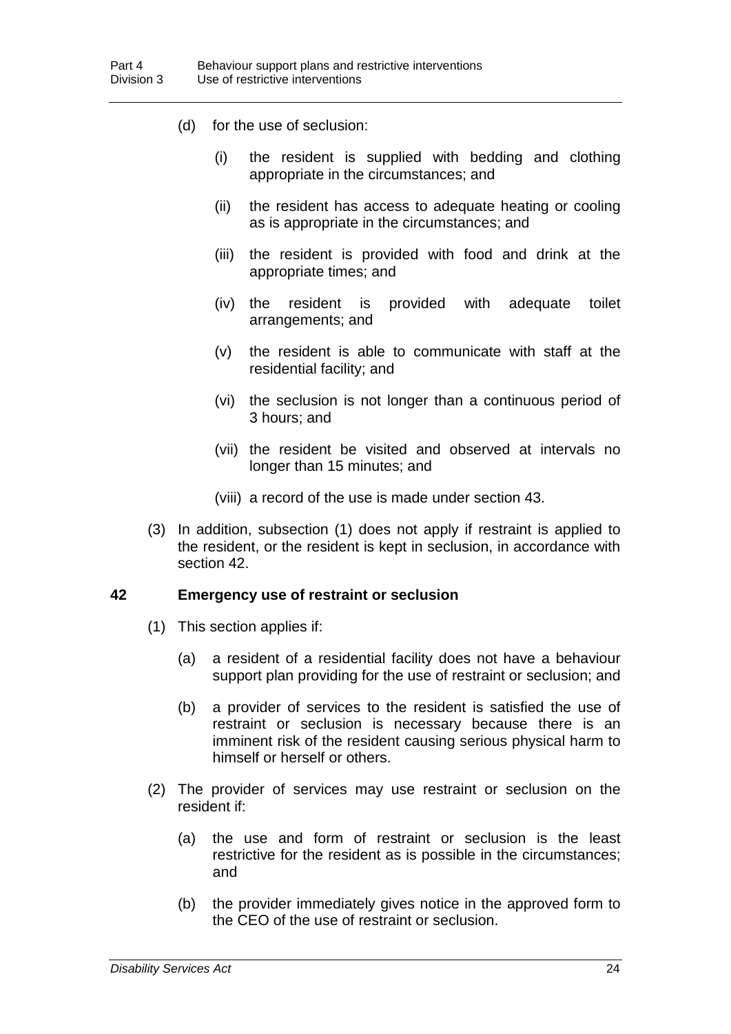(d) for the use of seclusion:

   (i) the resident is supplied with bedding and clothing appropriate in the circumstances; and

   (ii) the resident has access to adequate heating or cooling as is appropriate in the circumstances; and

   (iii) the resident is provided with food and drink at the appropriate times; and

   (iv) the resident is provided with adequate toilet arrangements; and

   (v) the resident is able to communicate with staff at the residential facility; and

   (vi) the seclusion is not longer than a continuous period of 3 hours; and

   (vii) the resident be visited and observed at intervals no longer than 15 minutes; and

   (viii) a record of the use is made under section 43.

(3) In addition, subsection (1) does not apply if restraint is applied to the resident, or the resident is kept in seclusion, in accordance with section 42.

### 42 Emergency use of restraint or seclusion

(1) This section applies if:

   (a) a resident of a residential facility does not have a behaviour support plan providing for the use of restraint or seclusion; and

   (b) a provider of services to the resident is satisfied the use of restraint or seclusion is necessary because there is an imminent risk of the resident causing serious physical harm to himself or herself or others.

(2) The provider of services may use restraint or seclusion on the resident if:

   (a) the use and form of restraint or seclusion is the least restrictive for the resident as is possible in the circumstances; and

   (b) the provider immediately gives notice in the approved form to the CEO of the use of restraint or seclusion.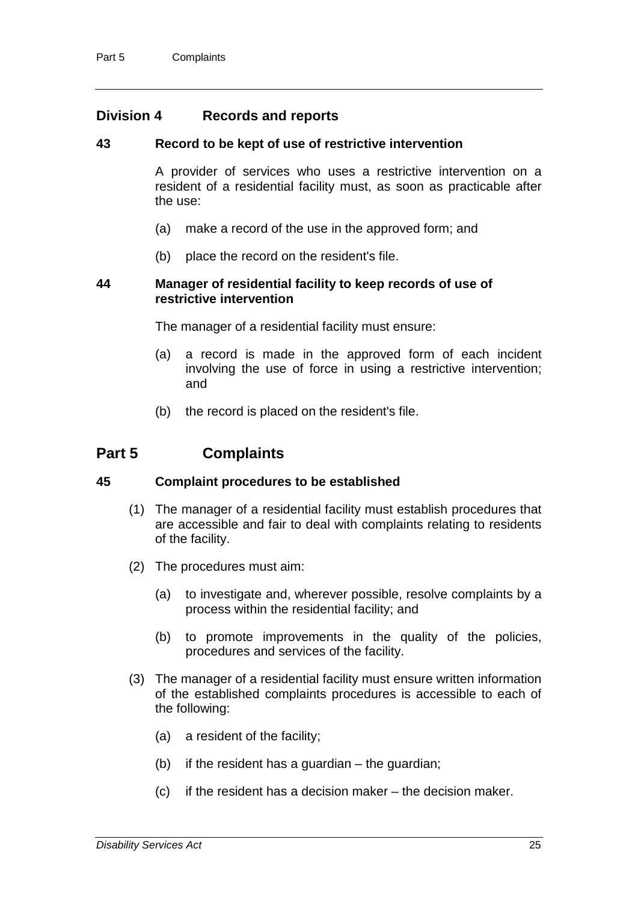## Division 4 Records and reports

### 43 Record to be kept of use of restrictive intervention

A provider of services who uses a restrictive intervention on a resident of a residential facility must, as soon as practicable after the use:

(a) make a record of the use in the approved form; and

(b) place the record on the resident's file.

### 44 Manager of residential facility to keep records of use of restrictive intervention

The manager of a residential facility must ensure:

(a) a record is made in the approved form of each incident involving the use of force in using a restrictive intervention; and

(b) the record is placed on the resident's file.

# Part 5 Complaints

### 45 Complaint procedures to be established

(1) The manager of a residential facility must establish procedures that are accessible and fair to deal with complaints relating to residents of the facility.

(2) The procedures must aim:

(a) to investigate and, wherever possible, resolve complaints by a process within the residential facility; and

(b) to promote improvements in the quality of the policies, procedures and services of the facility.

(3) The manager of a residential facility must ensure written information of the established complaints procedures is accessible to each of the following:

(a) a resident of the facility;

(b) if the resident has a guardian – the guardian;

(c) if the resident has a decision maker – the decision maker.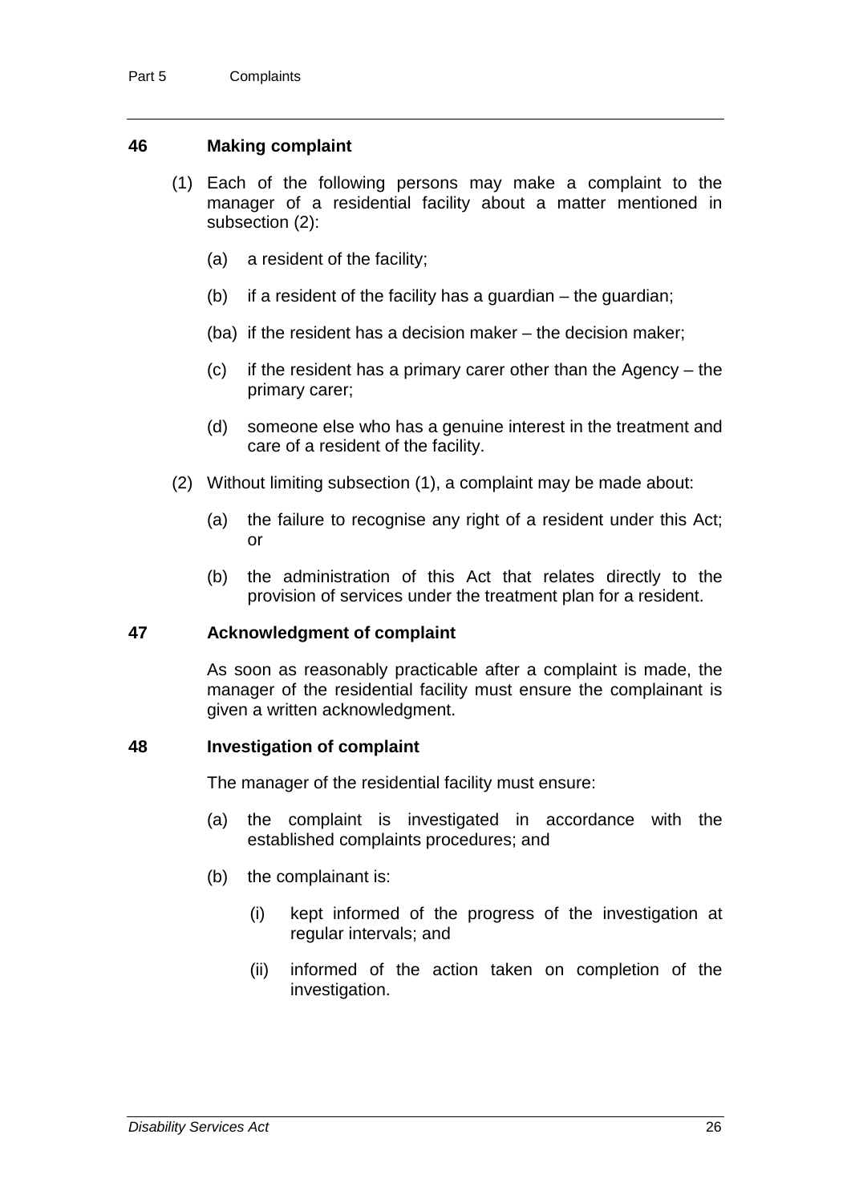## 46 Making complaint

(1) Each of the following persons may make a complaint to the manager of a residential facility about a matter mentioned in subsection (2):

(a) a resident of the facility;

(b) if a resident of the facility has a guardian – the guardian;

(ba) if the resident has a decision maker – the decision maker;

(c) if the resident has a primary carer other than the Agency – the primary carer;

(d) someone else who has a genuine interest in the treatment and care of a resident of the facility.

(2) Without limiting subsection (1), a complaint may be made about:

(a) the failure to recognise any right of a resident under this Act; or

(b) the administration of this Act that relates directly to the provision of services under the treatment plan for a resident.

## 47 Acknowledgment of complaint

As soon as reasonably practicable after a complaint is made, the manager of the residential facility must ensure the complainant is given a written acknowledgment.

## 48 Investigation of complaint

The manager of the residential facility must ensure:

(a) the complaint is investigated in accordance with the established complaints procedures; and

(b) the complainant is:

(i) kept informed of the progress of the investigation at regular intervals; and

(ii) informed of the action taken on completion of the investigation.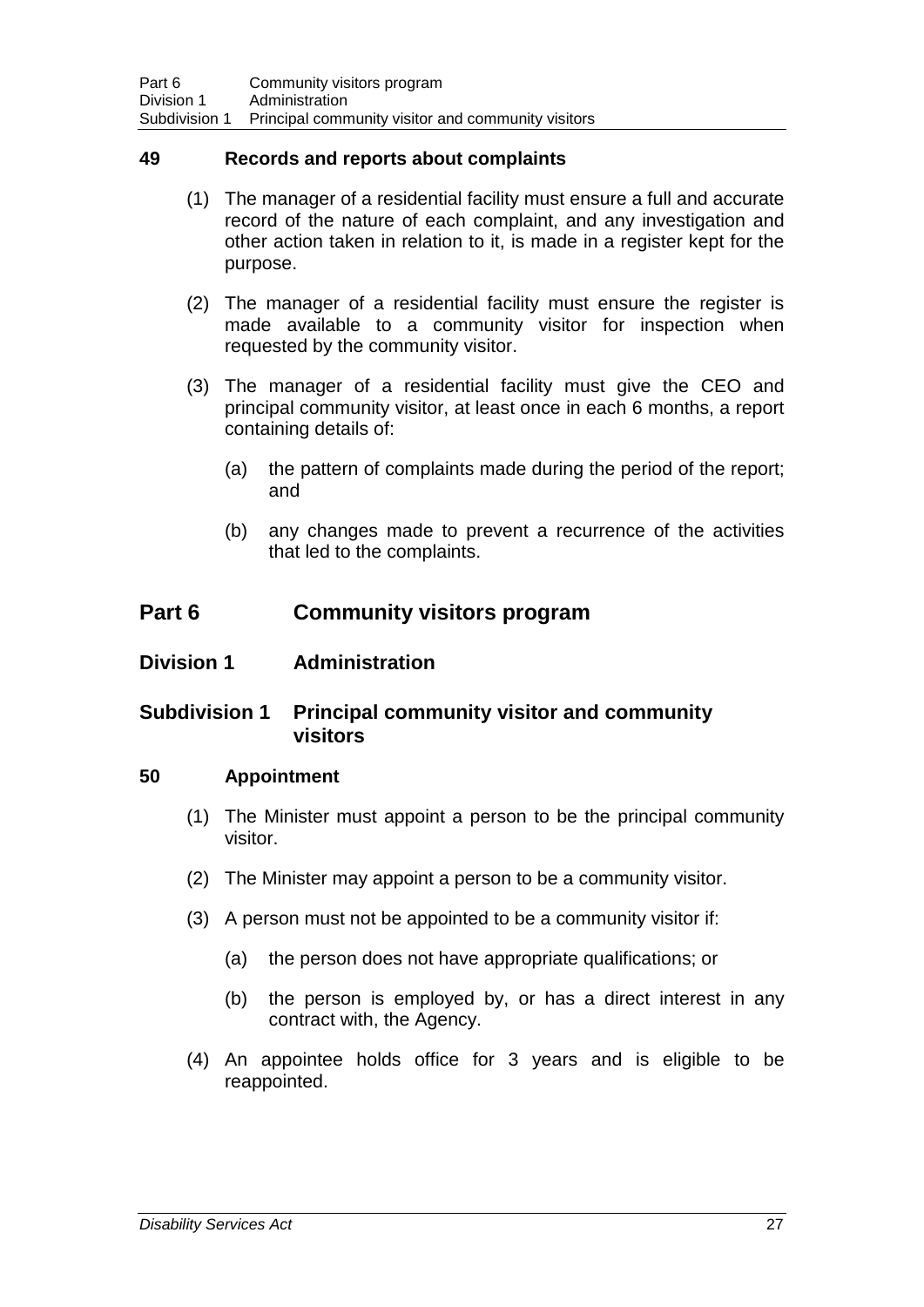### 49 Records and reports about complaints

(1) The manager of a residential facility must ensure a full and accurate record of the nature of each complaint, and any investigation and other action taken in relation to it, is made in a register kept for the purpose.

(2) The manager of a residential facility must ensure the register is made available to a community visitor for inspection when requested by the community visitor.

(3) The manager of a residential facility must give the CEO and principal community visitor, at least once in each 6 months, a report containing details of:

(a) the pattern of complaints made during the period of the report; and

(b) any changes made to prevent a recurrence of the activities that led to the complaints.

# Part 6 Community visitors program

## Division 1 Administration

## Subdivision 1 Principal community visitor and community visitors

### 50 Appointment

(1) The Minister must appoint a person to be the principal community visitor.

(2) The Minister may appoint a person to be a community visitor.

(3) A person must not be appointed to be a community visitor if:

(a) the person does not have appropriate qualifications; or

(b) the person is employed by, or has a direct interest in any contract with, the Agency.

(4) An appointee holds office for 3 years and is eligible to be reappointed.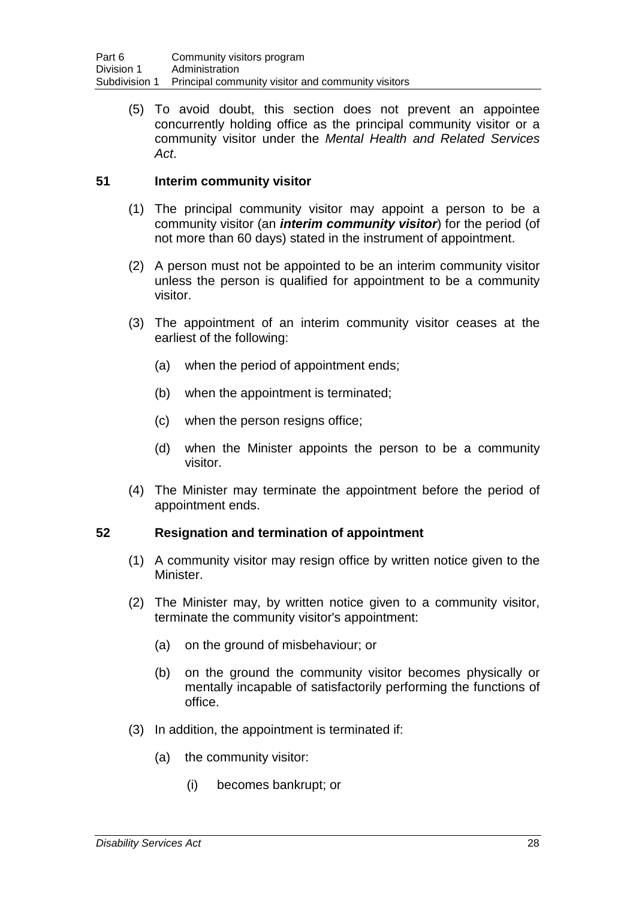(5) To avoid doubt, this section does not prevent an appointee concurrently holding office as the principal community visitor or a community visitor under the *Mental Health and Related Services Act*.

### 51 Interim community visitor

(1) The principal community visitor may appoint a person to be a community visitor (an ***interim community visitor***) for the period (of not more than 60 days) stated in the instrument of appointment.

(2) A person must not be appointed to be an interim community visitor unless the person is qualified for appointment to be a community visitor.

(3) The appointment of an interim community visitor ceases at the earliest of the following:

(a) when the period of appointment ends;

(b) when the appointment is terminated;

(c) when the person resigns office;

(d) when the Minister appoints the person to be a community visitor.

(4) The Minister may terminate the appointment before the period of appointment ends.

### 52 Resignation and termination of appointment

(1) A community visitor may resign office by written notice given to the Minister.

(2) The Minister may, by written notice given to a community visitor, terminate the community visitor's appointment:

(a) on the ground of misbehaviour; or

(b) on the ground the community visitor becomes physically or mentally incapable of satisfactorily performing the functions of office.

(3) In addition, the appointment is terminated if:

(a) the community visitor:

(i) becomes bankrupt; or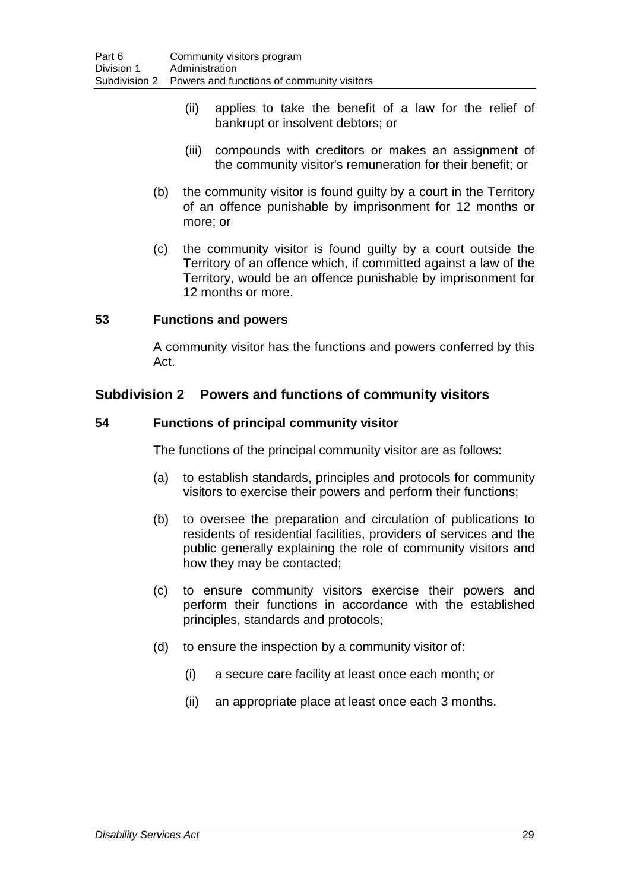(ii) applies to take the benefit of a law for the relief of bankrupt or insolvent debtors; or

(iii) compounds with creditors or makes an assignment of the community visitor's remuneration for their benefit; or

(b) the community visitor is found guilty by a court in the Territory of an offence punishable by imprisonment for 12 months or more; or

(c) the community visitor is found guilty by a court outside the Territory of an offence which, if committed against a law of the Territory, would be an offence punishable by imprisonment for 12 months or more.

**53 Functions and powers**

A community visitor has the functions and powers conferred by this Act.

## Subdivision 2 Powers and functions of community visitors

**54 Functions of principal community visitor**

The functions of the principal community visitor are as follows:

(a) to establish standards, principles and protocols for community visitors to exercise their powers and perform their functions;

(b) to oversee the preparation and circulation of publications to residents of residential facilities, providers of services and the public generally explaining the role of community visitors and how they may be contacted;

(c) to ensure community visitors exercise their powers and perform their functions in accordance with the established principles, standards and protocols;

(d) to ensure the inspection by a community visitor of:

(i) a secure care facility at least once each month; or

(ii) an appropriate place at least once each 3 months.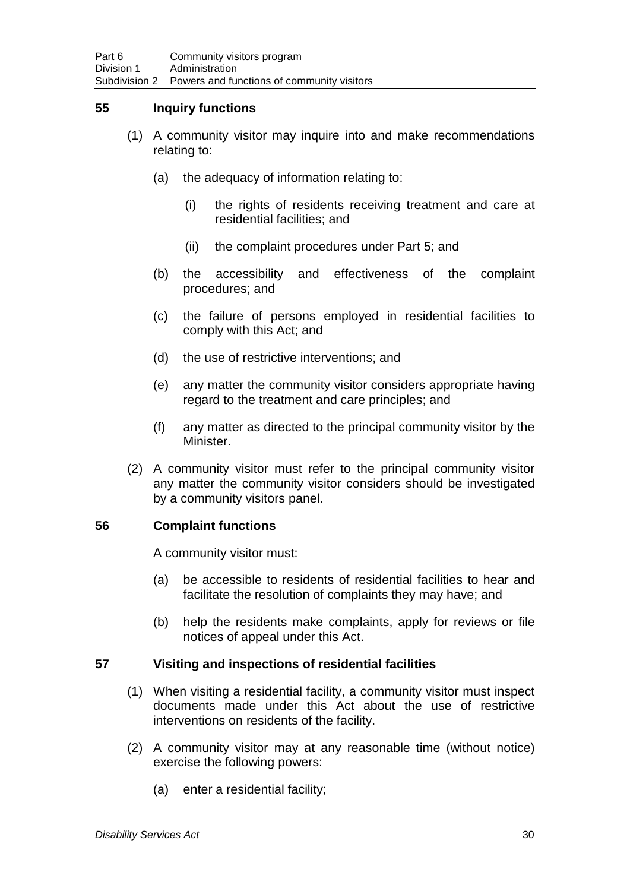### 55 Inquiry functions

(1) A community visitor may inquire into and make recommendations relating to:

(a) the adequacy of information relating to:

(i) the rights of residents receiving treatment and care at residential facilities; and

(ii) the complaint procedures under Part 5; and

(b) the accessibility and effectiveness of the complaint procedures; and

(c) the failure of persons employed in residential facilities to comply with this Act; and

(d) the use of restrictive interventions; and

(e) any matter the community visitor considers appropriate having regard to the treatment and care principles; and

(f) any matter as directed to the principal community visitor by the Minister.

(2) A community visitor must refer to the principal community visitor any matter the community visitor considers should be investigated by a community visitors panel.

### 56 Complaint functions

A community visitor must:

(a) be accessible to residents of residential facilities to hear and facilitate the resolution of complaints they may have; and

(b) help the residents make complaints, apply for reviews or file notices of appeal under this Act.

### 57 Visiting and inspections of residential facilities

(1) When visiting a residential facility, a community visitor must inspect documents made under this Act about the use of restrictive interventions on residents of the facility.

(2) A community visitor may at any reasonable time (without notice) exercise the following powers:

(a) enter a residential facility;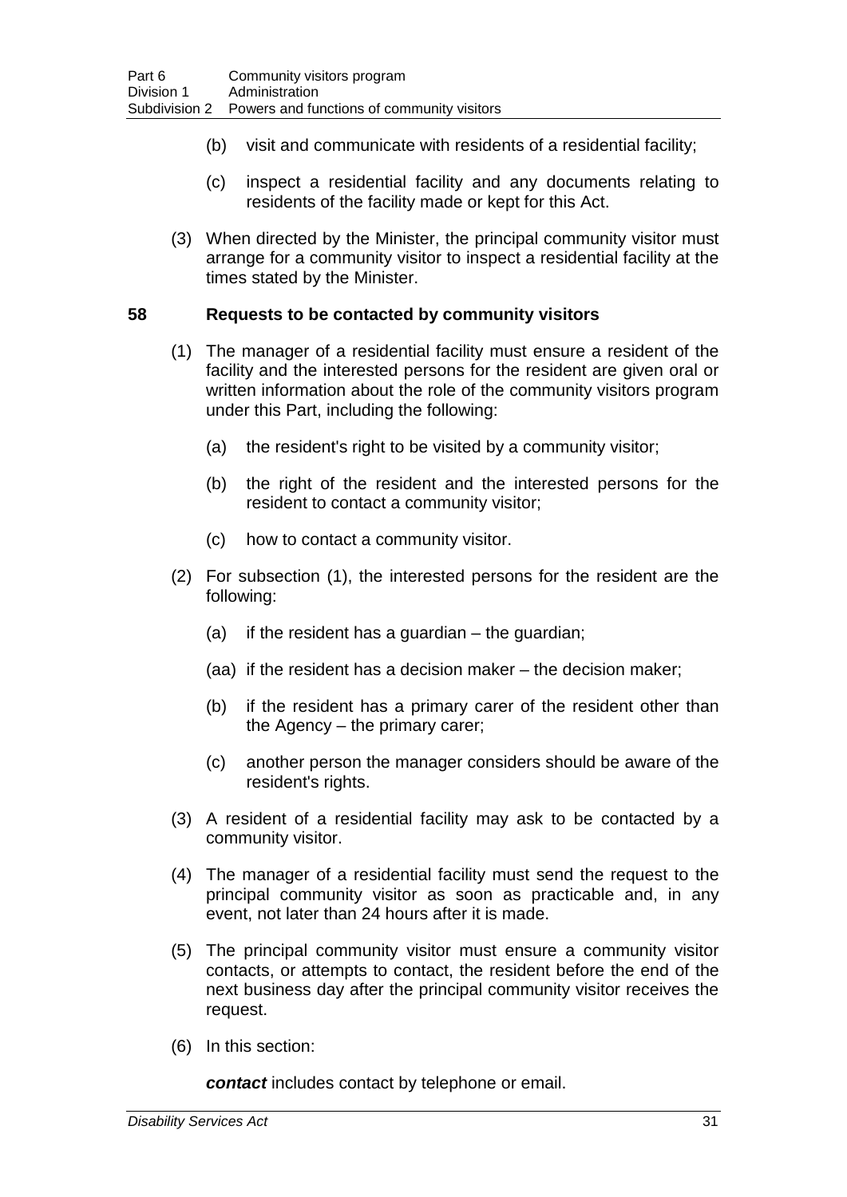(b) visit and communicate with residents of a residential facility;

(c) inspect a residential facility and any documents relating to residents of the facility made or kept for this Act.

(3) When directed by the Minister, the principal community visitor must arrange for a community visitor to inspect a residential facility at the times stated by the Minister.

### 58 Requests to be contacted by community visitors

(1) The manager of a residential facility must ensure a resident of the facility and the interested persons for the resident are given oral or written information about the role of the community visitors program under this Part, including the following:

(a) the resident's right to be visited by a community visitor;

(b) the right of the resident and the interested persons for the resident to contact a community visitor;

(c) how to contact a community visitor.

(2) For subsection (1), the interested persons for the resident are the following:

(a) if the resident has a guardian – the guardian;

(aa) if the resident has a decision maker – the decision maker;

(b) if the resident has a primary carer of the resident other than the Agency – the primary carer;

(c) another person the manager considers should be aware of the resident's rights.

(3) A resident of a residential facility may ask to be contacted by a community visitor.

(4) The manager of a residential facility must send the request to the principal community visitor as soon as practicable and, in any event, not later than 24 hours after it is made.

(5) The principal community visitor must ensure a community visitor contacts, or attempts to contact, the resident before the end of the next business day after the principal community visitor receives the request.

(6) In this section:

***contact*** includes contact by telephone or email.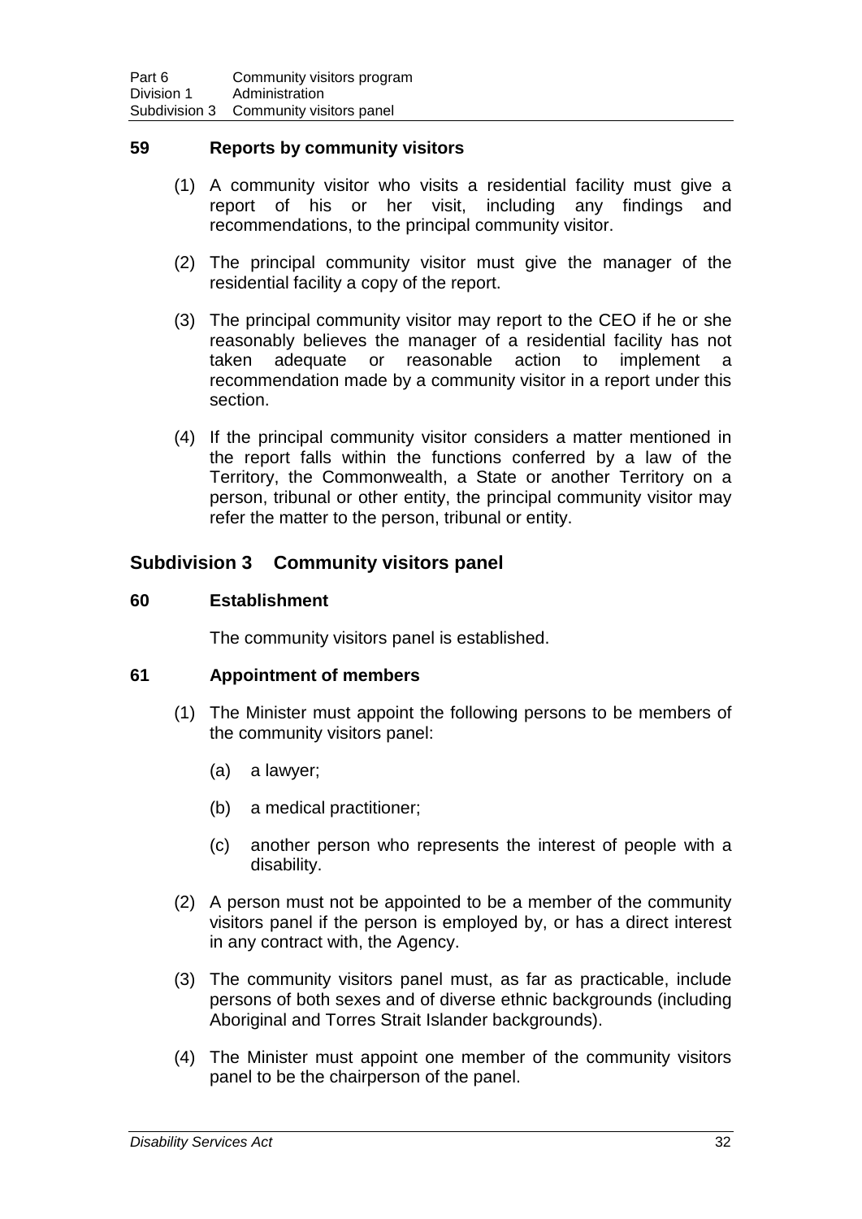### 59 Reports by community visitors

(1) A community visitor who visits a residential facility must give a report of his or her visit, including any findings and recommendations, to the principal community visitor.

(2) The principal community visitor must give the manager of the residential facility a copy of the report.

(3) The principal community visitor may report to the CEO if he or she reasonably believes the manager of a residential facility has not taken adequate or reasonable action to implement a recommendation made by a community visitor in a report under this section.

(4) If the principal community visitor considers a matter mentioned in the report falls within the functions conferred by a law of the Territory, the Commonwealth, a State or another Territory on a person, tribunal or other entity, the principal community visitor may refer the matter to the person, tribunal or entity.

## Subdivision 3 Community visitors panel

### 60 Establishment

The community visitors panel is established.

### 61 Appointment of members

(1) The Minister must appoint the following persons to be members of the community visitors panel:

(a) a lawyer;

(b) a medical practitioner;

(c) another person who represents the interest of people with a disability.

(2) A person must not be appointed to be a member of the community visitors panel if the person is employed by, or has a direct interest in any contract with, the Agency.

(3) The community visitors panel must, as far as practicable, include persons of both sexes and of diverse ethnic backgrounds (including Aboriginal and Torres Strait Islander backgrounds).

(4) The Minister must appoint one member of the community visitors panel to be the chairperson of the panel.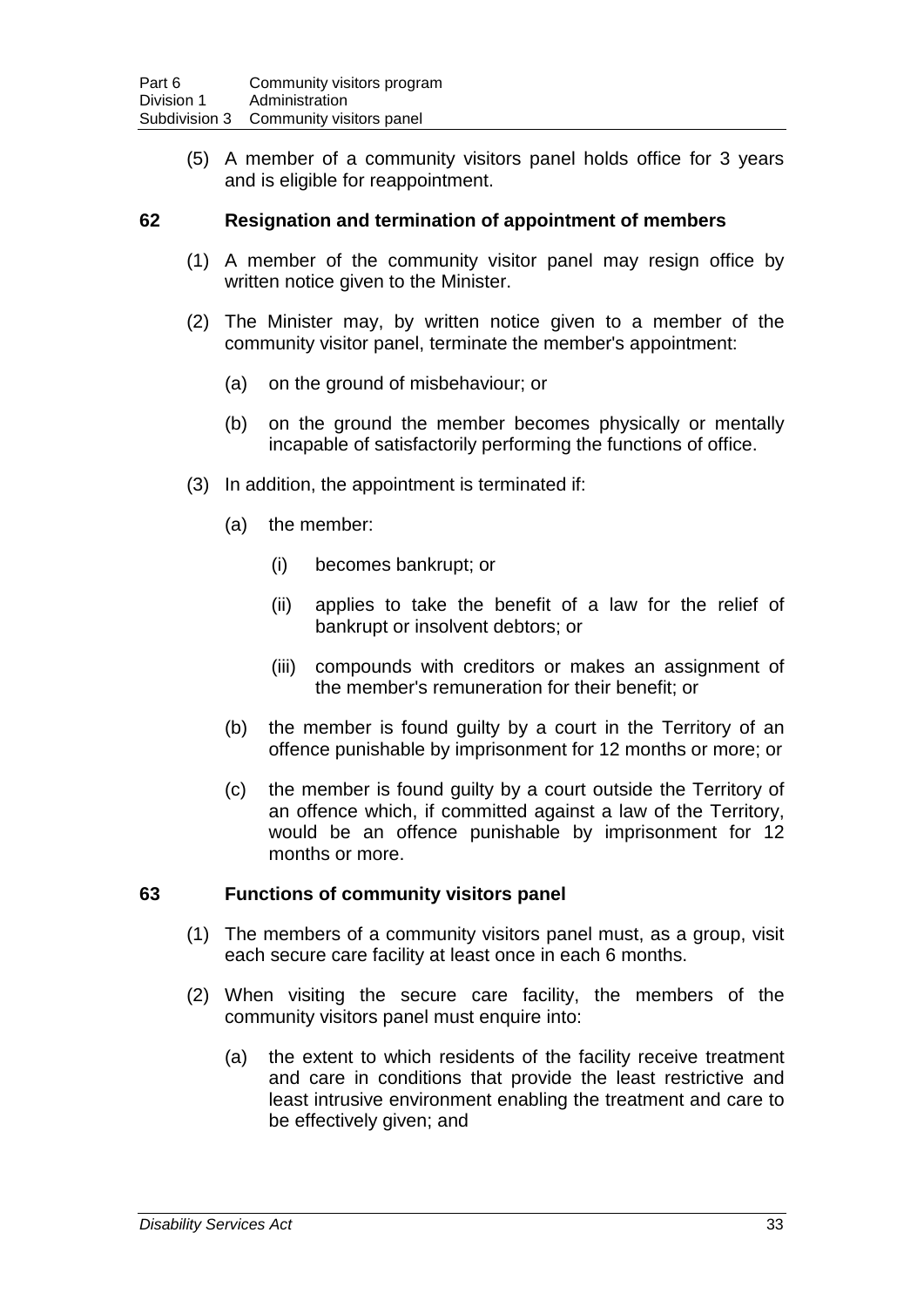(5) A member of a community visitors panel holds office for 3 years and is eligible for reappointment.

### 62 Resignation and termination of appointment of members

(1) A member of the community visitor panel may resign office by written notice given to the Minister.

(2) The Minister may, by written notice given to a member of the community visitor panel, terminate the member's appointment:

(a) on the ground of misbehaviour; or

(b) on the ground the member becomes physically or mentally incapable of satisfactorily performing the functions of office.

(3) In addition, the appointment is terminated if:

(a) the member:

(i) becomes bankrupt; or

(ii) applies to take the benefit of a law for the relief of bankrupt or insolvent debtors; or

(iii) compounds with creditors or makes an assignment of the member's remuneration for their benefit; or

(b) the member is found guilty by a court in the Territory of an offence punishable by imprisonment for 12 months or more; or

(c) the member is found guilty by a court outside the Territory of an offence which, if committed against a law of the Territory, would be an offence punishable by imprisonment for 12 months or more.

### 63 Functions of community visitors panel

(1) The members of a community visitors panel must, as a group, visit each secure care facility at least once in each 6 months.

(2) When visiting the secure care facility, the members of the community visitors panel must enquire into:

(a) the extent to which residents of the facility receive treatment and care in conditions that provide the least restrictive and least intrusive environment enabling the treatment and care to be effectively given; and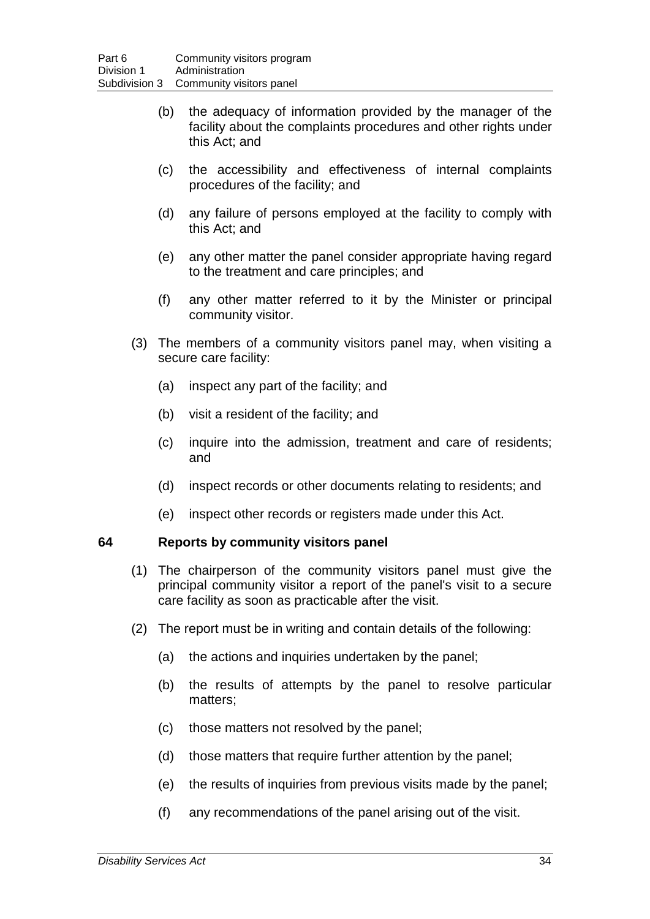(b) the adequacy of information provided by the manager of the facility about the complaints procedures and other rights under this Act; and

(c) the accessibility and effectiveness of internal complaints procedures of the facility; and

(d) any failure of persons employed at the facility to comply with this Act; and

(e) any other matter the panel consider appropriate having regard to the treatment and care principles; and

(f) any other matter referred to it by the Minister or principal community visitor.

(3) The members of a community visitors panel may, when visiting a secure care facility:

(a) inspect any part of the facility; and

(b) visit a resident of the facility; and

(c) inquire into the admission, treatment and care of residents; and

(d) inspect records or other documents relating to residents; and

(e) inspect other records or registers made under this Act.

### 64 Reports by community visitors panel

(1) The chairperson of the community visitors panel must give the principal community visitor a report of the panel's visit to a secure care facility as soon as practicable after the visit.

(2) The report must be in writing and contain details of the following:

(a) the actions and inquiries undertaken by the panel;

(b) the results of attempts by the panel to resolve particular matters;

(c) those matters not resolved by the panel;

(d) those matters that require further attention by the panel;

(e) the results of inquiries from previous visits made by the panel;

(f) any recommendations of the panel arising out of the visit.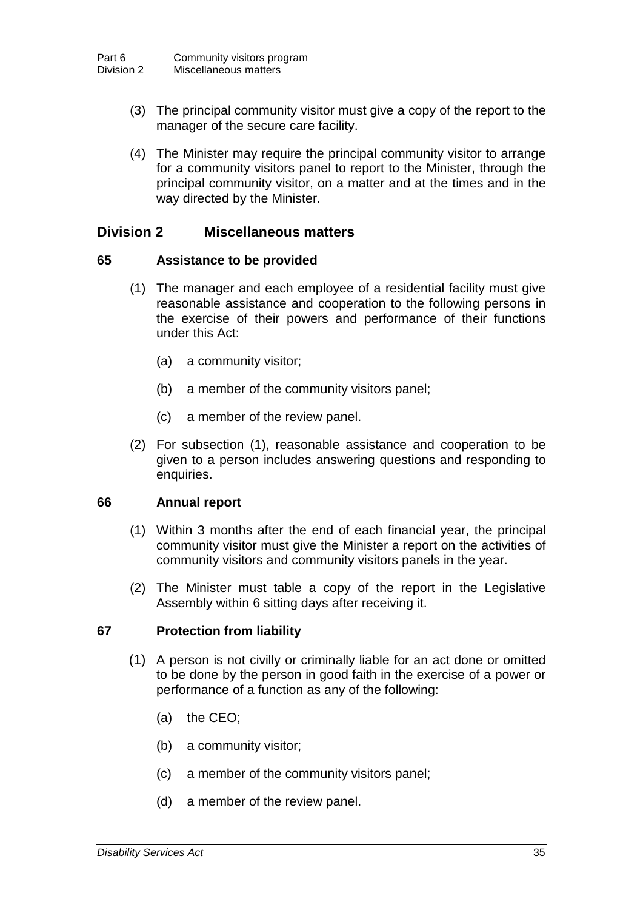(3) The principal community visitor must give a copy of the report to the manager of the secure care facility.

(4) The Minister may require the principal community visitor to arrange for a community visitors panel to report to the Minister, through the principal community visitor, on a matter and at the times and in the way directed by the Minister.

## Division 2 Miscellaneous matters

### 65 Assistance to be provided

(1) The manager and each employee of a residential facility must give reasonable assistance and cooperation to the following persons in the exercise of their powers and performance of their functions under this Act:

(a) a community visitor;

(b) a member of the community visitors panel;

(c) a member of the review panel.

(2) For subsection (1), reasonable assistance and cooperation to be given to a person includes answering questions and responding to enquiries.

### 66 Annual report

(1) Within 3 months after the end of each financial year, the principal community visitor must give the Minister a report on the activities of community visitors and community visitors panels in the year.

(2) The Minister must table a copy of the report in the Legislative Assembly within 6 sitting days after receiving it.

### 67 Protection from liability

(1) A person is not civilly or criminally liable for an act done or omitted to be done by the person in good faith in the exercise of a power or performance of a function as any of the following:

(a) the CEO;

(b) a community visitor;

(c) a member of the community visitors panel;

(d) a member of the review panel.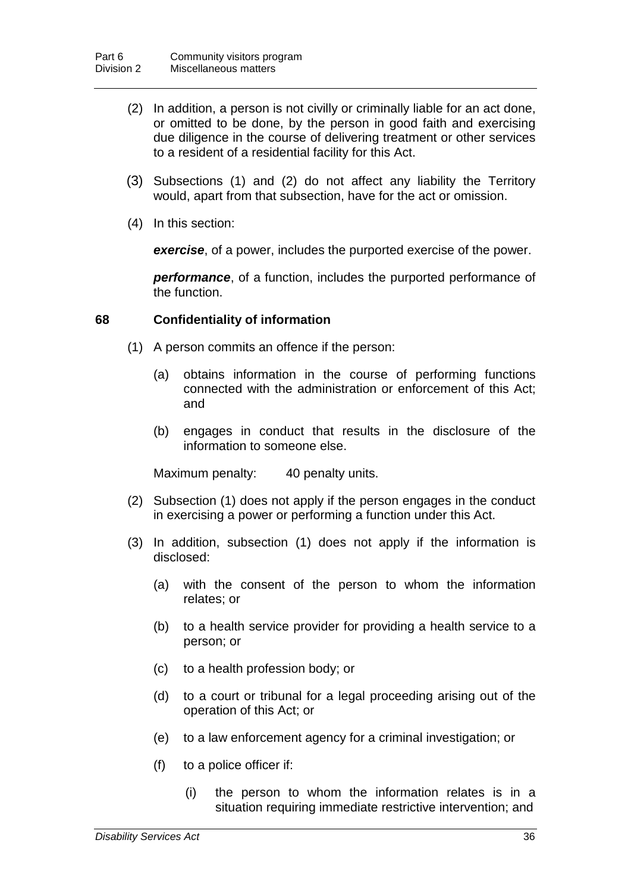(2) In addition, a person is not civilly or criminally liable for an act done, or omitted to be done, by the person in good faith and exercising due diligence in the course of delivering treatment or other services to a resident of a residential facility for this Act.

(3) Subsections (1) and (2) do not affect any liability the Territory would, apart from that subsection, have for the act or omission.

(4) In this section:

***exercise***, of a power, includes the purported exercise of the power.

***performance***, of a function, includes the purported performance of the function.

### 68 Confidentiality of information

(1) A person commits an offence if the person:

(a) obtains information in the course of performing functions connected with the administration or enforcement of this Act; and

(b) engages in conduct that results in the disclosure of the information to someone else.

Maximum penalty: 40 penalty units.

(2) Subsection (1) does not apply if the person engages in the conduct in exercising a power or performing a function under this Act.

(3) In addition, subsection (1) does not apply if the information is disclosed:

(a) with the consent of the person to whom the information relates; or

(b) to a health service provider for providing a health service to a person; or

(c) to a health profession body; or

(d) to a court or tribunal for a legal proceeding arising out of the operation of this Act; or

(e) to a law enforcement agency for a criminal investigation; or

(f) to a police officer if:

(i) the person to whom the information relates is in a situation requiring immediate restrictive intervention; and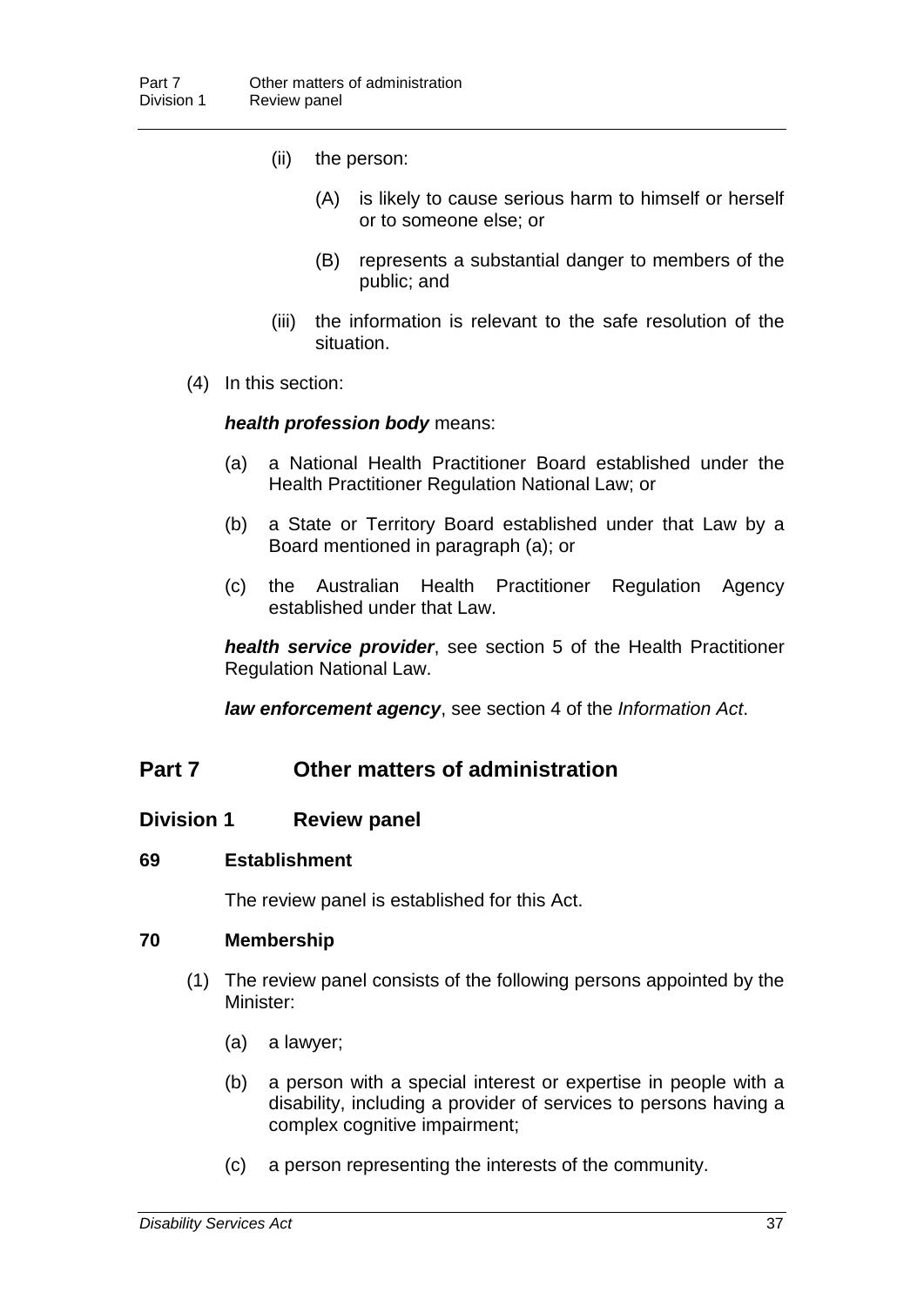(ii) the person:

(A) is likely to cause serious harm to himself or herself or to someone else; or

(B) represents a substantial danger to members of the public; and

(iii) the information is relevant to the safe resolution of the situation.

(4) In this section:

***health profession body*** means:

(a) a National Health Practitioner Board established under the Health Practitioner Regulation National Law; or

(b) a State or Territory Board established under that Law by a Board mentioned in paragraph (a); or

(c) the Australian Health Practitioner Regulation Agency established under that Law.

***health service provider***, see section 5 of the Health Practitioner Regulation National Law.

***law enforcement agency***, see section 4 of the *Information Act*.

## Part 7 Other matters of administration

### Division 1 Review panel

#### 69 Establishment

The review panel is established for this Act.

#### 70 Membership

(1) The review panel consists of the following persons appointed by the Minister:

(a) a lawyer;

(b) a person with a special interest or expertise in people with a disability, including a provider of services to persons having a complex cognitive impairment;

(c) a person representing the interests of the community.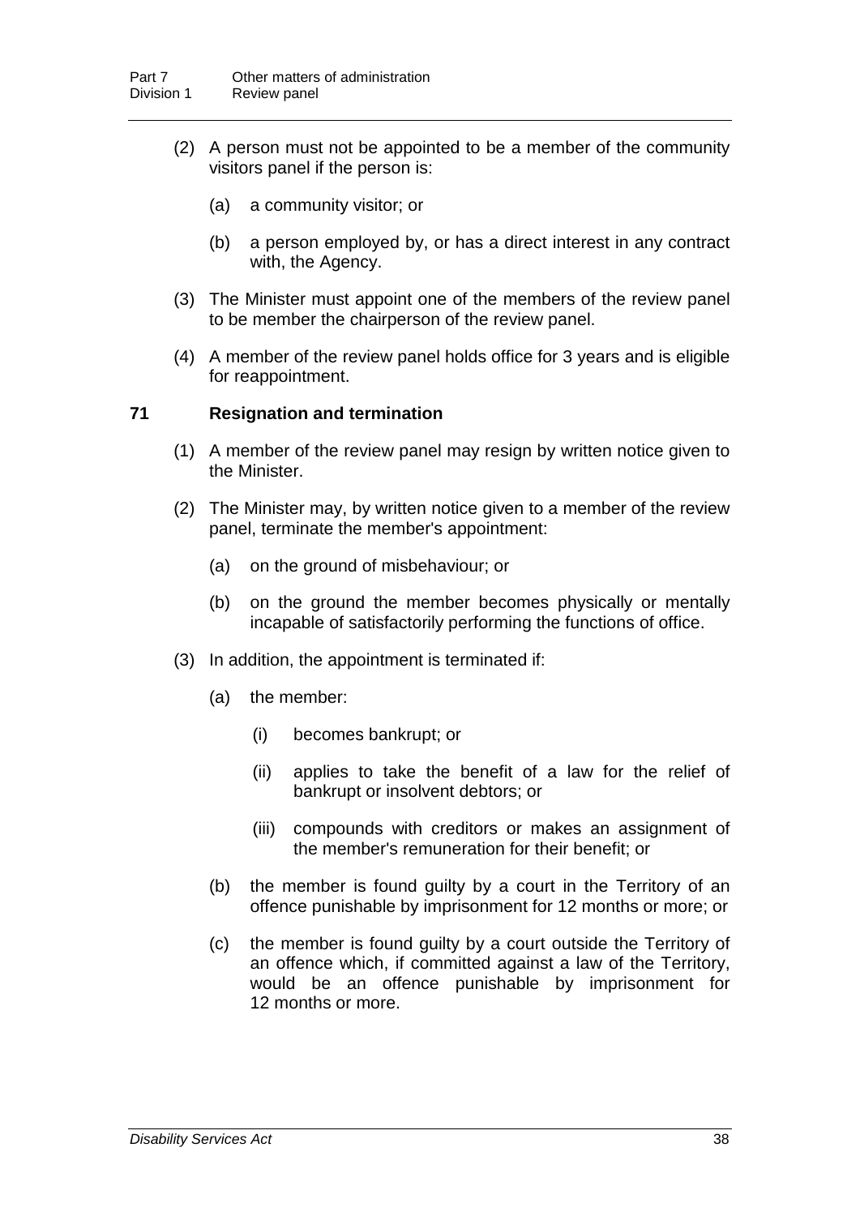(2) A person must not be appointed to be a member of the community visitors panel if the person is:

(a) a community visitor; or

(b) a person employed by, or has a direct interest in any contract with, the Agency.

(3) The Minister must appoint one of the members of the review panel to be member the chairperson of the review panel.

(4) A member of the review panel holds office for 3 years and is eligible for reappointment.

### 71 Resignation and termination

(1) A member of the review panel may resign by written notice given to the Minister.

(2) The Minister may, by written notice given to a member of the review panel, terminate the member's appointment:

(a) on the ground of misbehaviour; or

(b) on the ground the member becomes physically or mentally incapable of satisfactorily performing the functions of office.

(3) In addition, the appointment is terminated if:

(a) the member:

(i) becomes bankrupt; or

(ii) applies to take the benefit of a law for the relief of bankrupt or insolvent debtors; or

(iii) compounds with creditors or makes an assignment of the member's remuneration for their benefit; or

(b) the member is found guilty by a court in the Territory of an offence punishable by imprisonment for 12 months or more; or

(c) the member is found guilty by a court outside the Territory of an offence which, if committed against a law of the Territory, would be an offence punishable by imprisonment for 12 months or more.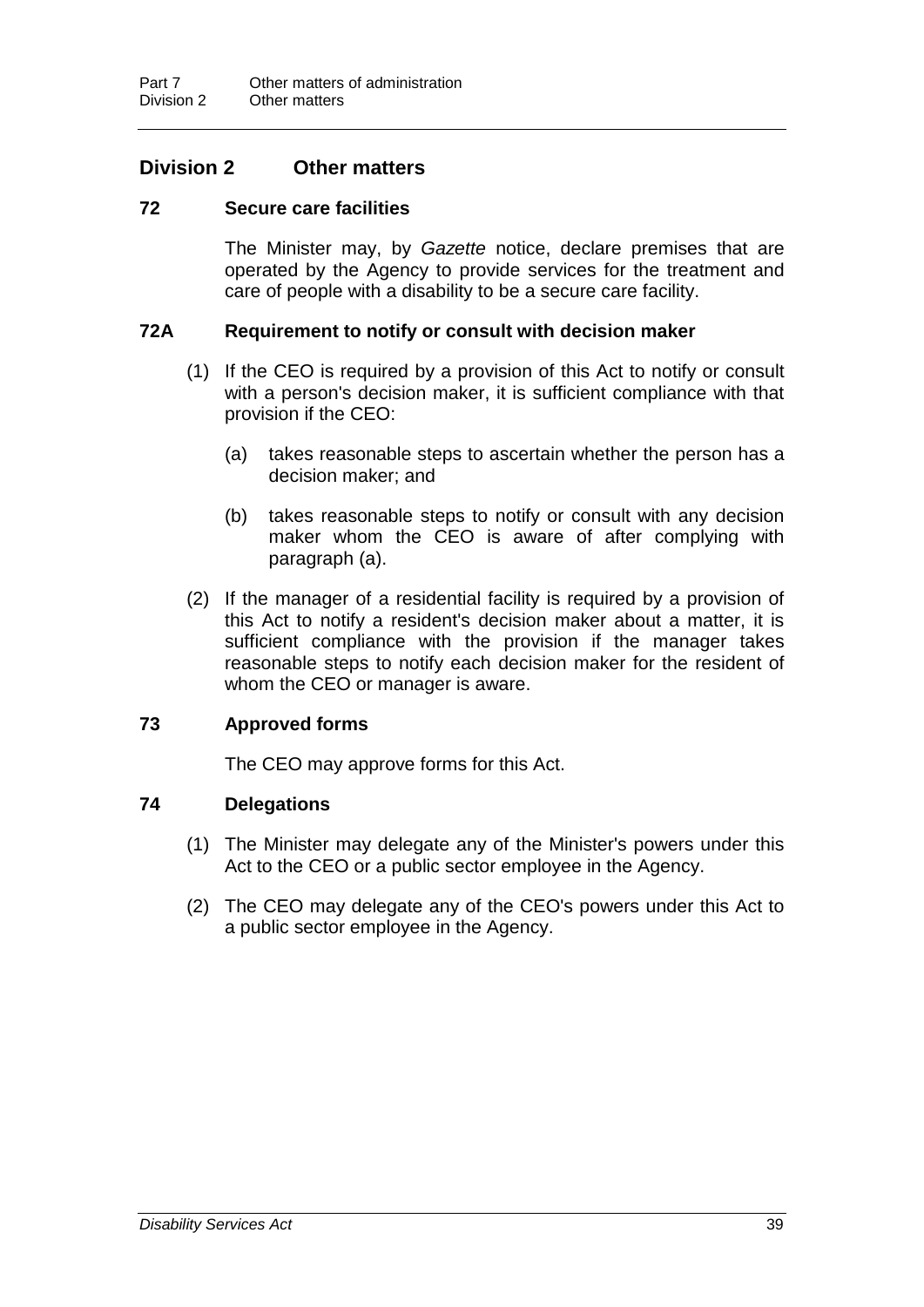## Division 2 Other matters

### 72 Secure care facilities

The Minister may, by *Gazette* notice, declare premises that are operated by the Agency to provide services for the treatment and care of people with a disability to be a secure care facility.

### 72A Requirement to notify or consult with decision maker

(1) If the CEO is required by a provision of this Act to notify or consult with a person's decision maker, it is sufficient compliance with that provision if the CEO:

(a) takes reasonable steps to ascertain whether the person has a decision maker; and

(b) takes reasonable steps to notify or consult with any decision maker whom the CEO is aware of after complying with paragraph (a).

(2) If the manager of a residential facility is required by a provision of this Act to notify a resident's decision maker about a matter, it is sufficient compliance with the provision if the manager takes reasonable steps to notify each decision maker for the resident of whom the CEO or manager is aware.

### 73 Approved forms

The CEO may approve forms for this Act.

### 74 Delegations

(1) The Minister may delegate any of the Minister's powers under this Act to the CEO or a public sector employee in the Agency.

(2) The CEO may delegate any of the CEO's powers under this Act to a public sector employee in the Agency.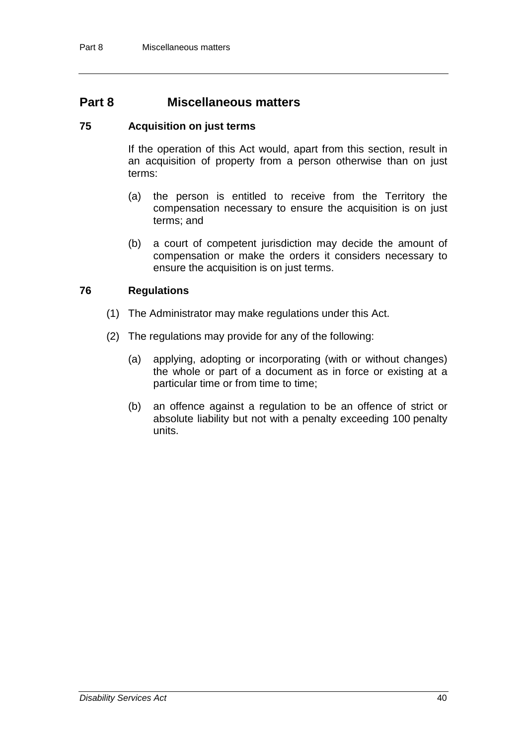# Part 8 Miscellaneous matters

## 75 Acquisition on just terms

If the operation of this Act would, apart from this section, result in an acquisition of property from a person otherwise than on just terms:

(a) the person is entitled to receive from the Territory the compensation necessary to ensure the acquisition is on just terms; and

(b) a court of competent jurisdiction may decide the amount of compensation or make the orders it considers necessary to ensure the acquisition is on just terms.

## 76 Regulations

(1) The Administrator may make regulations under this Act.

(2) The regulations may provide for any of the following:

(a) applying, adopting or incorporating (with or without changes) the whole or part of a document as in force or existing at a particular time or from time to time;

(b) an offence against a regulation to be an offence of strict or absolute liability but not with a penalty exceeding 100 penalty units.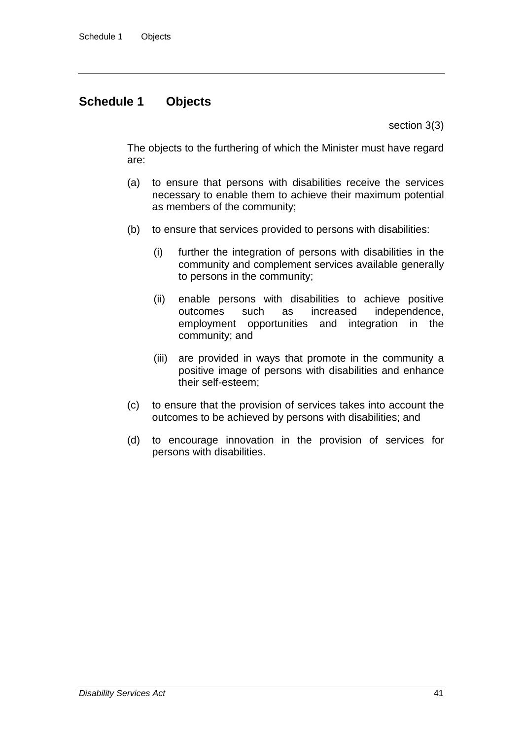# Schedule 1 Objects

section 3(3)

The objects to the furthering of which the Minister must have regard are:

(a) to ensure that persons with disabilities receive the services necessary to enable them to achieve their maximum potential as members of the community;

(b) to ensure that services provided to persons with disabilities:

  (i) further the integration of persons with disabilities in the community and complement services available generally to persons in the community;

  (ii) enable persons with disabilities to achieve positive outcomes such as increased independence, employment opportunities and integration in the community; and

  (iii) are provided in ways that promote in the community a positive image of persons with disabilities and enhance their self-esteem;

(c) to ensure that the provision of services takes into account the outcomes to be achieved by persons with disabilities; and

(d) to encourage innovation in the provision of services for persons with disabilities.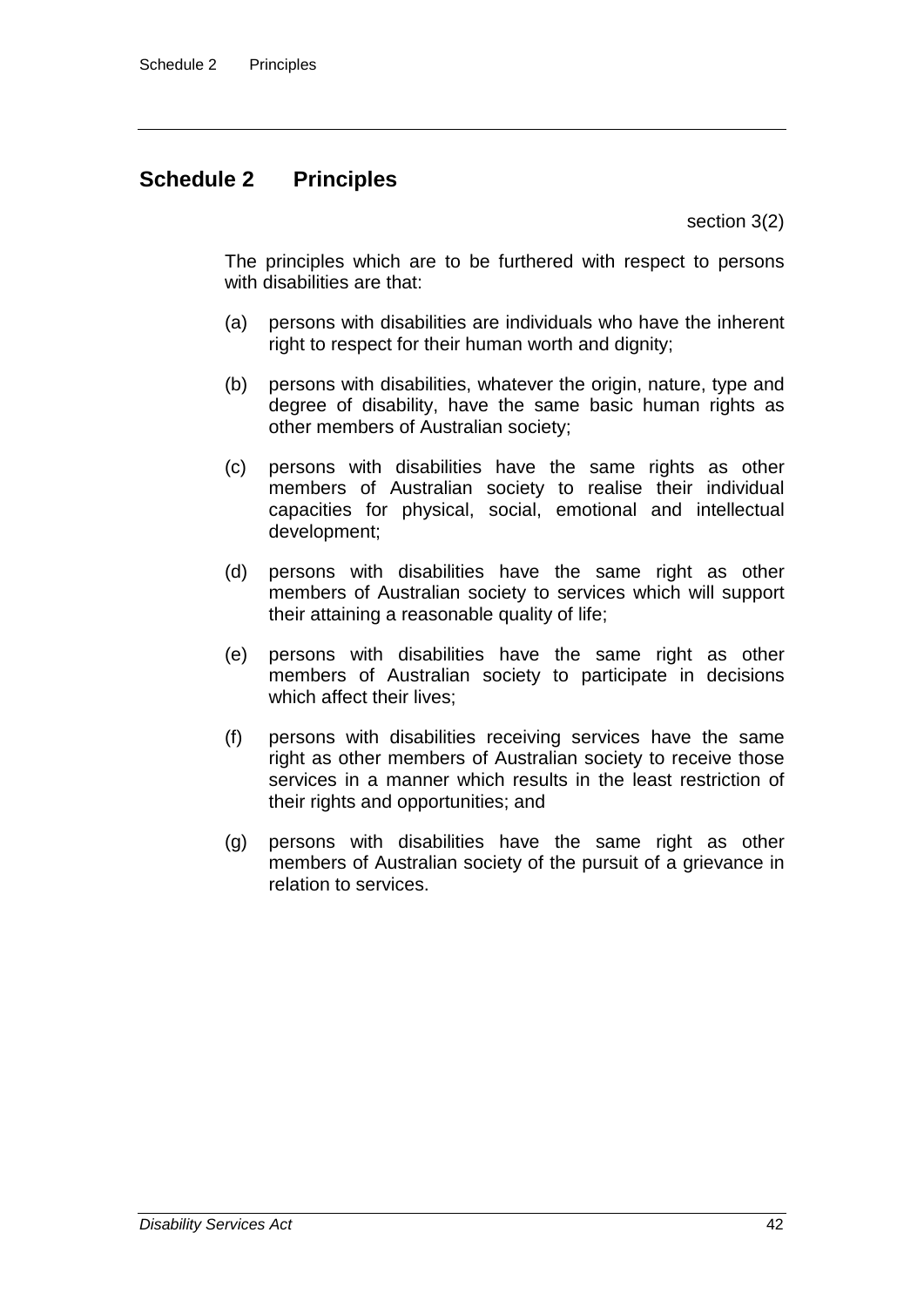# Schedule 2 Principles

section 3(2)

The principles which are to be furthered with respect to persons with disabilities are that:

(a) persons with disabilities are individuals who have the inherent right to respect for their human worth and dignity;

(b) persons with disabilities, whatever the origin, nature, type and degree of disability, have the same basic human rights as other members of Australian society;

(c) persons with disabilities have the same rights as other members of Australian society to realise their individual capacities for physical, social, emotional and intellectual development;

(d) persons with disabilities have the same right as other members of Australian society to services which will support their attaining a reasonable quality of life;

(e) persons with disabilities have the same right as other members of Australian society to participate in decisions which affect their lives;

(f) persons with disabilities receiving services have the same right as other members of Australian society to receive those services in a manner which results in the least restriction of their rights and opportunities; and

(g) persons with disabilities have the same right as other members of Australian society of the pursuit of a grievance in relation to services.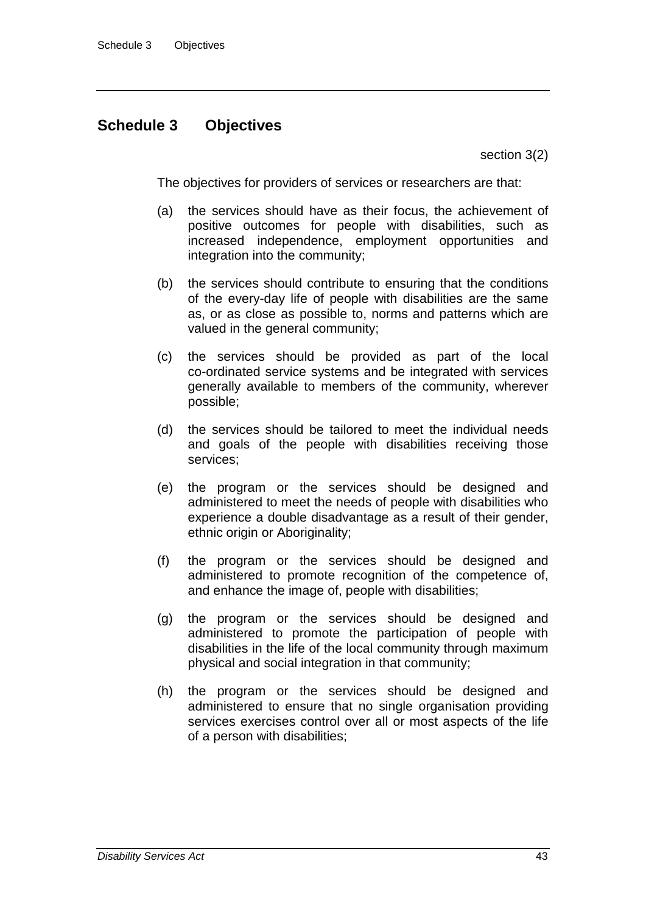# Schedule 3 Objectives

section 3(2)

The objectives for providers of services or researchers are that:

(a) the services should have as their focus, the achievement of positive outcomes for people with disabilities, such as increased independence, employment opportunities and integration into the community;

(b) the services should contribute to ensuring that the conditions of the every-day life of people with disabilities are the same as, or as close as possible to, norms and patterns which are valued in the general community;

(c) the services should be provided as part of the local co-ordinated service systems and be integrated with services generally available to members of the community, wherever possible;

(d) the services should be tailored to meet the individual needs and goals of the people with disabilities receiving those services;

(e) the program or the services should be designed and administered to meet the needs of people with disabilities who experience a double disadvantage as a result of their gender, ethnic origin or Aboriginality;

(f) the program or the services should be designed and administered to promote recognition of the competence of, and enhance the image of, people with disabilities;

(g) the program or the services should be designed and administered to promote the participation of people with disabilities in the life of the local community through maximum physical and social integration in that community;

(h) the program or the services should be designed and administered to ensure that no single organisation providing services exercises control over all or most aspects of the life of a person with disabilities;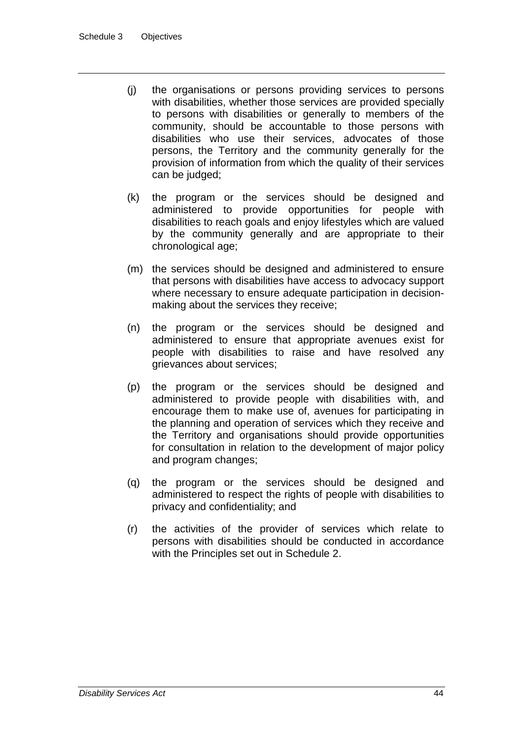(j) the organisations or persons providing services to persons with disabilities, whether those services are provided specially to persons with disabilities or generally to members of the community, should be accountable to those persons with disabilities who use their services, advocates of those persons, the Territory and the community generally for the provision of information from which the quality of their services can be judged;

(k) the program or the services should be designed and administered to provide opportunities for people with disabilities to reach goals and enjoy lifestyles which are valued by the community generally and are appropriate to their chronological age;

(m) the services should be designed and administered to ensure that persons with disabilities have access to advocacy support where necessary to ensure adequate participation in decision-making about the services they receive;

(n) the program or the services should be designed and administered to ensure that appropriate avenues exist for people with disabilities to raise and have resolved any grievances about services;

(p) the program or the services should be designed and administered to provide people with disabilities with, and encourage them to make use of, avenues for participating in the planning and operation of services which they receive and the Territory and organisations should provide opportunities for consultation in relation to the development of major policy and program changes;

(q) the program or the services should be designed and administered to respect the rights of people with disabilities to privacy and confidentiality; and

(r) the activities of the provider of services which relate to persons with disabilities should be conducted in accordance with the Principles set out in Schedule 2.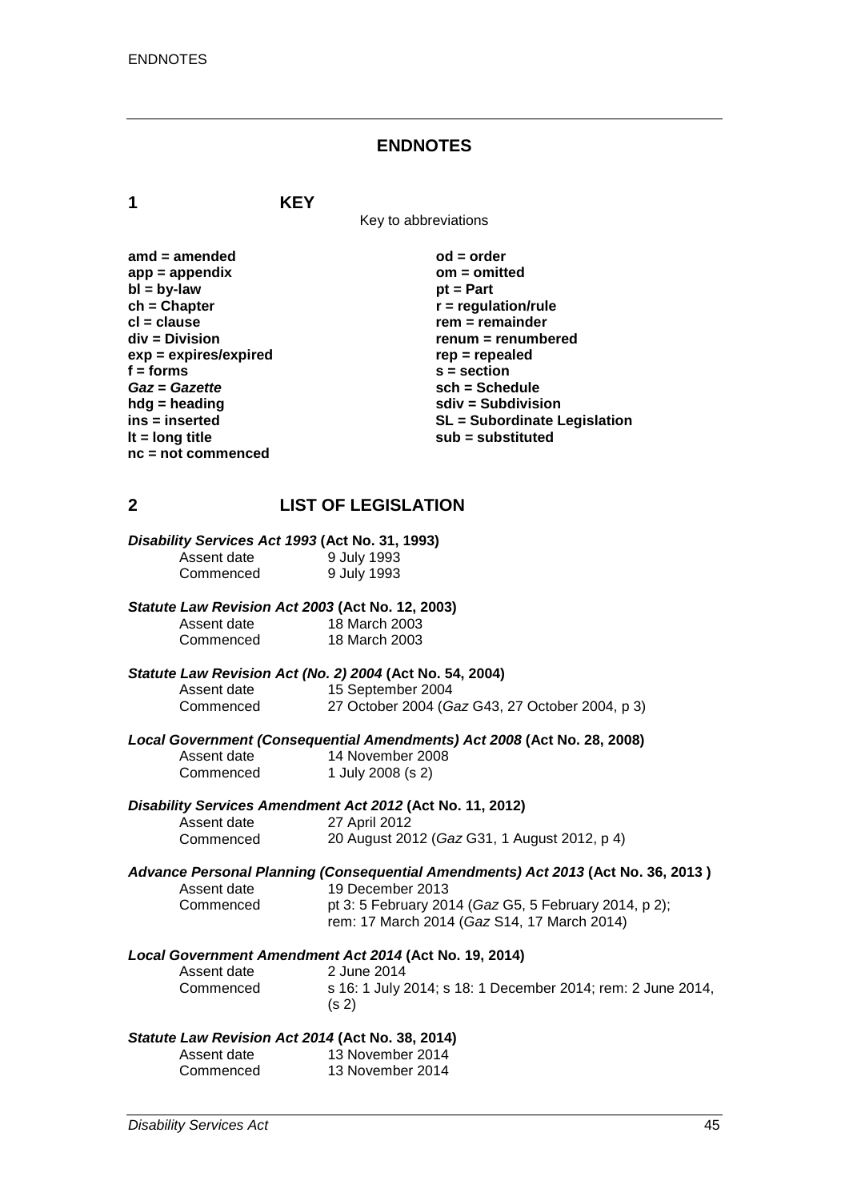# ENDNOTES

## 1 KEY

Key to abbreviations

**amd = amended**
**app = appendix**
**bl = by-law**
**ch = Chapter**
**cl = clause**
**div = Division**
**exp = expires/expired**
**f = forms**
***Gaz* = *Gazette***
**hdg = heading**
**ins = inserted**
**lt = long title**
**nc = not commenced**
**od = order**
**om = omitted**
**pt = Part**
**r = regulation/rule**
**rem = remainder**
**renum = renumbered**
**rep = repealed**
**s = section**
**sch = Schedule**
**sdiv = Subdivision**
**SL = Subordinate Legislation**
**sub = substituted**

## 2 LIST OF LEGISLATION

***Disability Services Act 1993* (Act No. 31, 1993)**
Assent date 9 July 1993
Commenced 9 July 1993

***Statute Law Revision Act 2003* (Act No. 12, 2003)**
Assent date 18 March 2003
Commenced 18 March 2003

***Statute Law Revision Act (No. 2) 2004* (Act No. 54, 2004)**
Assent date 15 September 2004
Commenced 27 October 2004 (*Gaz* G43, 27 October 2004, p 3)

***Local Government (Consequential Amendments) Act 2008* (Act No. 28, 2008)**
Assent date 14 November 2008
Commenced 1 July 2008 (s 2)

***Disability Services Amendment Act 2012* (Act No. 11, 2012)**
Assent date 27 April 2012
Commenced 20 August 2012 (*Gaz* G31, 1 August 2012, p 4)

***Advance Personal Planning (Consequential Amendments) Act 2013* (Act No. 36, 2013 )**
Assent date 19 December 2013
Commenced pt 3: 5 February 2014 (*Gaz* G5, 5 February 2014, p 2); rem: 17 March 2014 (*Gaz* S14, 17 March 2014)

***Local Government Amendment Act 2014* (Act No. 19, 2014)**
Assent date 2 June 2014
Commenced s 16: 1 July 2014; s 18: 1 December 2014; rem: 2 June 2014, (s 2)

***Statute Law Revision Act 2014* (Act No. 38, 2014)**
Assent date 13 November 2014
Commenced 13 November 2014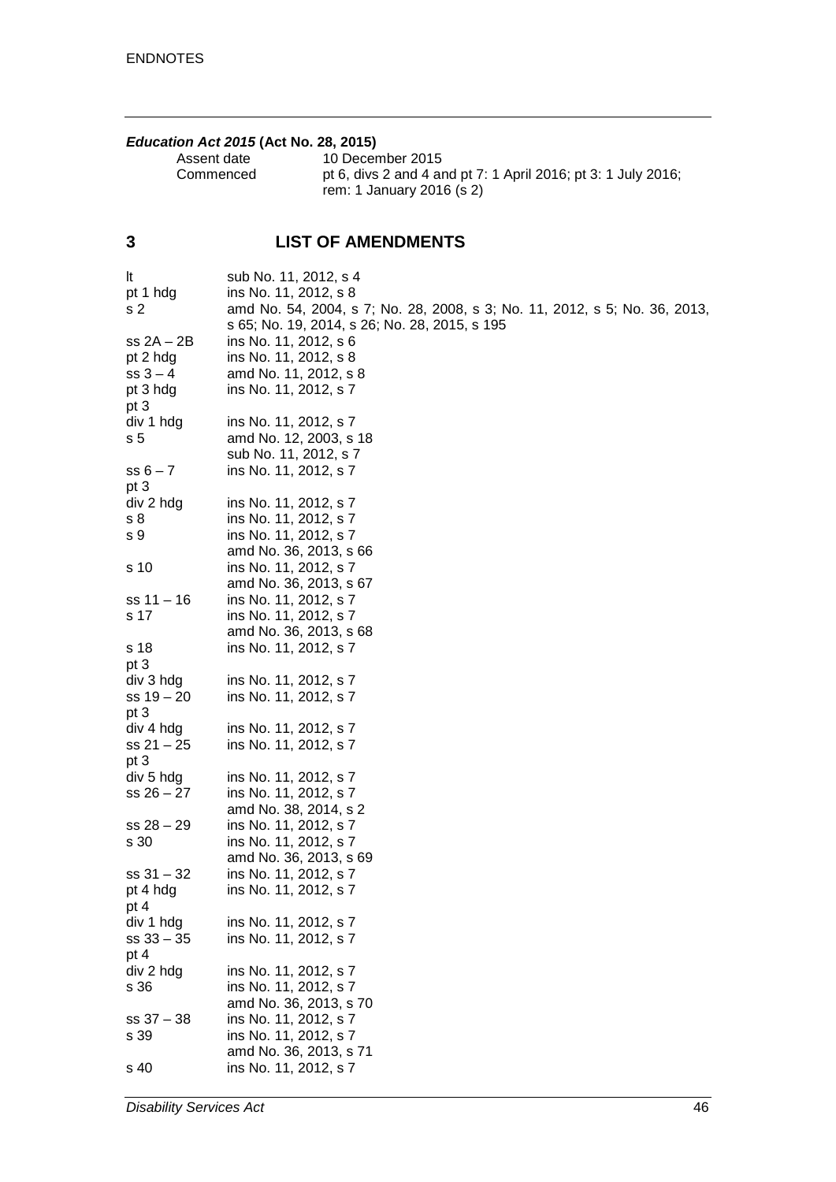***Education Act 2015* (Act No. 28, 2015)**

| | |
|---|---|
| Assent date | 10 December 2015 |
| Commenced | pt 6, divs 2 and 4 and pt 7: 1 April 2016; pt 3: 1 July 2016; rem: 1 January 2016 (s 2) |

## 3 LIST OF AMENDMENTS

| | |
|---|---|
| lt | sub No. 11, 2012, s 4 |
| pt 1 hdg | ins No. 11, 2012, s 8 |
| s 2 | amd No. 54, 2004, s 7; No. 28, 2008, s 3; No. 11, 2012, s 5; No. 36, 2013, s 65; No. 19, 2014, s 26; No. 28, 2015, s 195 |
| ss 2A – 2B | ins No. 11, 2012, s 6 |
| pt 2 hdg | ins No. 11, 2012, s 8 |
| ss 3 – 4 | amd No. 11, 2012, s 8 |
| pt 3 hdg | ins No. 11, 2012, s 7 |
| pt 3 | |
| div 1 hdg | ins No. 11, 2012, s 7 |
| s 5 | amd No. 12, 2003, s 18 |
| | sub No. 11, 2012, s 7 |
| ss 6 – 7 | ins No. 11, 2012, s 7 |
| pt 3 | |
| div 2 hdg | ins No. 11, 2012, s 7 |
| s 8 | ins No. 11, 2012, s 7 |
| s 9 | ins No. 11, 2012, s 7 |
| | amd No. 36, 2013, s 66 |
| s 10 | ins No. 11, 2012, s 7 |
| | amd No. 36, 2013, s 67 |
| ss 11 – 16 | ins No. 11, 2012, s 7 |
| s 17 | ins No. 11, 2012, s 7 |
| | amd No. 36, 2013, s 68 |
| s 18 | ins No. 11, 2012, s 7 |
| pt 3 | |
| div 3 hdg | ins No. 11, 2012, s 7 |
| ss 19 – 20 | ins No. 11, 2012, s 7 |
| pt 3 | |
| div 4 hdg | ins No. 11, 2012, s 7 |
| ss 21 – 25 | ins No. 11, 2012, s 7 |
| pt 3 | |
| div 5 hdg | ins No. 11, 2012, s 7 |
| ss 26 – 27 | ins No. 11, 2012, s 7 |
| | amd No. 38, 2014, s 2 |
| ss 28 – 29 | ins No. 11, 2012, s 7 |
| s 30 | ins No. 11, 2012, s 7 |
| | amd No. 36, 2013, s 69 |
| ss 31 – 32 | ins No. 11, 2012, s 7 |
| pt 4 hdg | ins No. 11, 2012, s 7 |
| pt 4 | |
| div 1 hdg | ins No. 11, 2012, s 7 |
| ss 33 – 35 | ins No. 11, 2012, s 7 |
| pt 4 | |
| div 2 hdg | ins No. 11, 2012, s 7 |
| s 36 | ins No. 11, 2012, s 7 |
| | amd No. 36, 2013, s 70 |
| ss 37 – 38 | ins No. 11, 2012, s 7 |
| s 39 | ins No. 11, 2012, s 7 |
| | amd No. 36, 2013, s 71 |
| s 40 | ins No. 11, 2012, s 7 |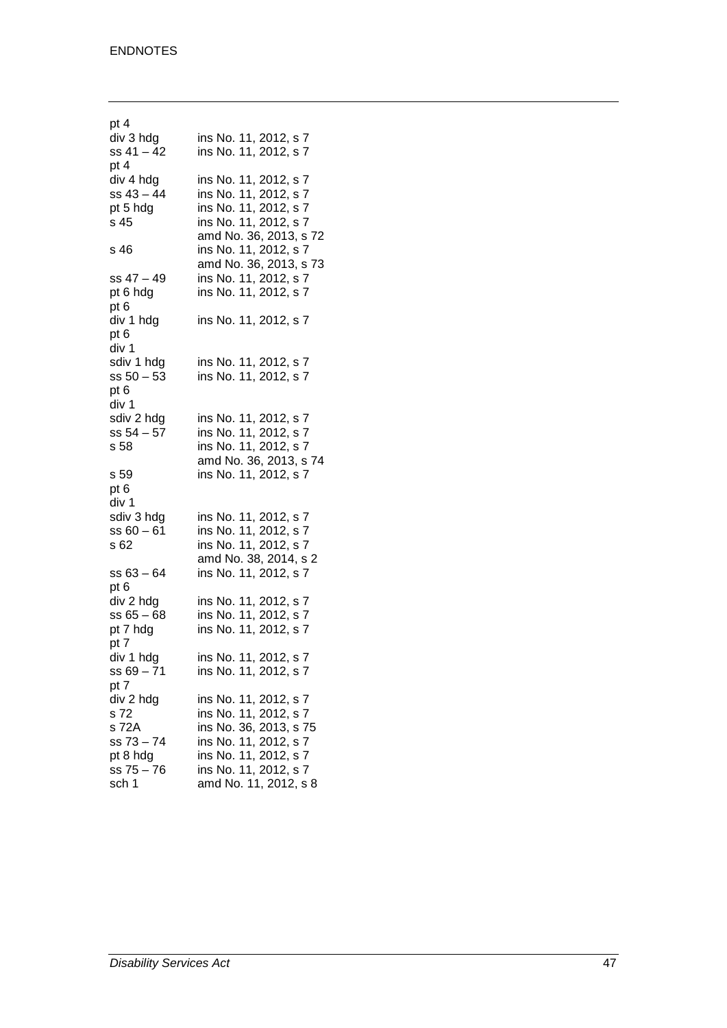| | |
|---|---|
| pt 4<br>div 3 hdg | ins No. 11, 2012, s 7 |
| ss 41 – 42 | ins No. 11, 2012, s 7 |
| pt 4<br>div 4 hdg | ins No. 11, 2012, s 7 |
| ss 43 – 44 | ins No. 11, 2012, s 7 |
| pt 5 hdg | ins No. 11, 2012, s 7 |
| s 45 | ins No. 11, 2012, s 7<br>amd No. 36, 2013, s 72 |
| s 46 | ins No. 11, 2012, s 7<br>amd No. 36, 2013, s 73 |
| ss 47 – 49 | ins No. 11, 2012, s 7 |
| pt 6 hdg | ins No. 11, 2012, s 7 |
| pt 6<br>div 1 hdg | ins No. 11, 2012, s 7 |
| pt 6<br>div 1<br>sdiv 1 hdg | ins No. 11, 2012, s 7 |
| ss 50 – 53 | ins No. 11, 2012, s 7 |
| pt 6<br>div 1<br>sdiv 2 hdg | ins No. 11, 2012, s 7 |
| ss 54 – 57 | ins No. 11, 2012, s 7 |
| s 58 | ins No. 11, 2012, s 7<br>amd No. 36, 2013, s 74 |
| s 59 | ins No. 11, 2012, s 7 |
| pt 6<br>div 1<br>sdiv 3 hdg | ins No. 11, 2012, s 7 |
| ss 60 – 61 | ins No. 11, 2012, s 7 |
| s 62 | ins No. 11, 2012, s 7<br>amd No. 38, 2014, s 2 |
| ss 63 – 64 | ins No. 11, 2012, s 7 |
| pt 6<br>div 2 hdg | ins No. 11, 2012, s 7 |
| ss 65 – 68 | ins No. 11, 2012, s 7 |
| pt 7 hdg | ins No. 11, 2012, s 7 |
| pt 7<br>div 1 hdg | ins No. 11, 2012, s 7 |
| ss 69 – 71 | ins No. 11, 2012, s 7 |
| pt 7<br>div 2 hdg | ins No. 11, 2012, s 7 |
| s 72 | ins No. 11, 2012, s 7 |
| s 72A | ins No. 36, 2013, s 75 |
| ss 73 – 74 | ins No. 11, 2012, s 7 |
| pt 8 hdg | ins No. 11, 2012, s 7 |
| ss 75 – 76 | ins No. 11, 2012, s 7 |
| sch 1 | amd No. 11, 2012, s 8 |